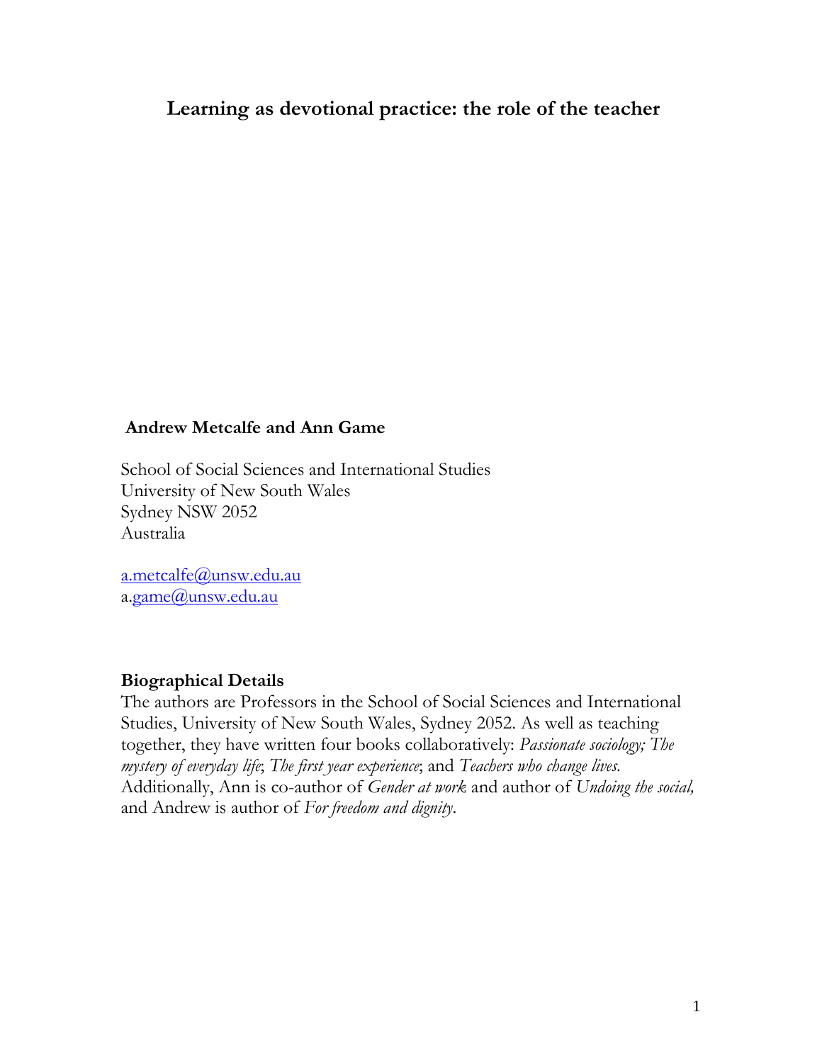# Learning as devotional practice: the role of the teacher

**Andrew Metcalfe and Ann Game**

School of Social Sciences and International Studies
University of New South Wales
Sydney NSW 2052
Australia

a.metcalfe@unsw.edu.au
a.game@unsw.edu.au

**Biographical Details**

The authors are Professors in the School of Social Sciences and International Studies, University of New South Wales, Sydney 2052. As well as teaching together, they have written four books collaboratively: *Passionate sociology; The mystery of everyday life*; *The first year experience*; and *Teachers who change lives.* Additionally, Ann is co-author of *Gender at work* and author of *Undoing the social,* and Andrew is author of *For freedom and dignity*.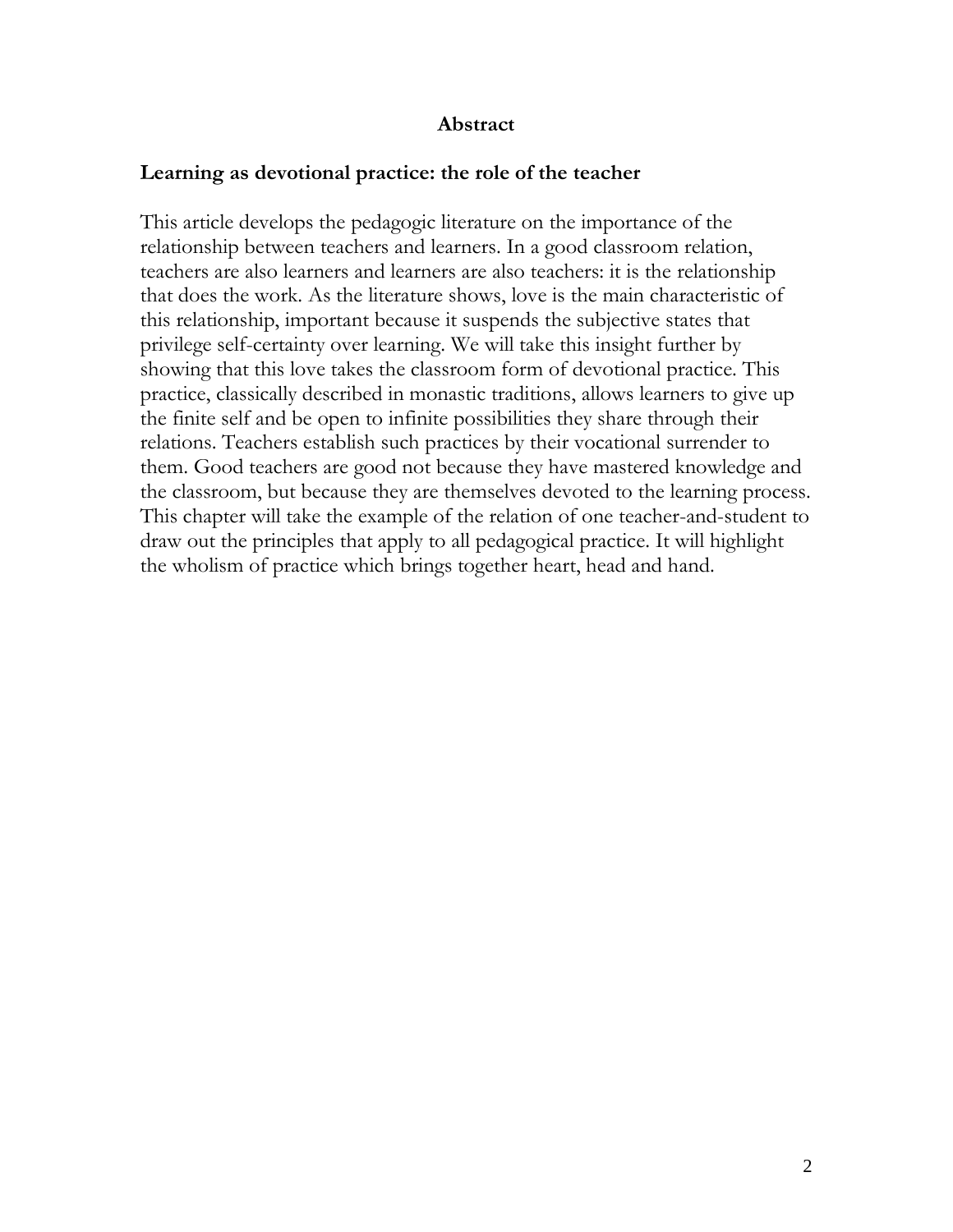## Abstract

### Learning as devotional practice: the role of the teacher

This article develops the pedagogic literature on the importance of the relationship between teachers and learners. In a good classroom relation, teachers are also learners and learners are also teachers: it is the relationship that does the work. As the literature shows, love is the main characteristic of this relationship, important because it suspends the subjective states that privilege self-certainty over learning. We will take this insight further by showing that this love takes the classroom form of devotional practice. This practice, classically described in monastic traditions, allows learners to give up the finite self and be open to infinite possibilities they share through their relations. Teachers establish such practices by their vocational surrender to them. Good teachers are good not because they have mastered knowledge and the classroom, but because they are themselves devoted to the learning process. This chapter will take the example of the relation of one teacher-and-student to draw out the principles that apply to all pedagogical practice. It will highlight the wholism of practice which brings together heart, head and hand.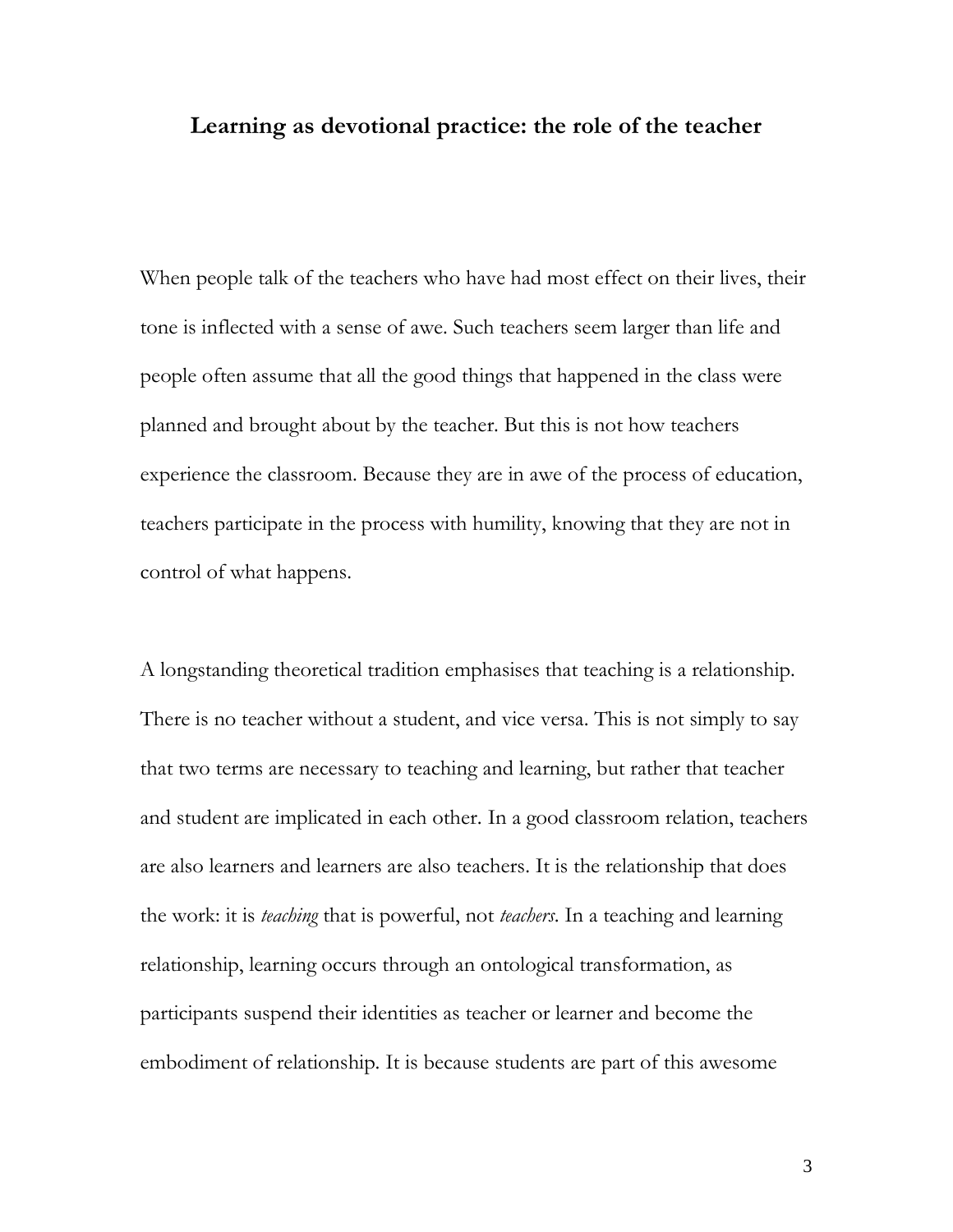# Learning as devotional practice: the role of the teacher

When people talk of the teachers who have had most effect on their lives, their tone is inflected with a sense of awe. Such teachers seem larger than life and people often assume that all the good things that happened in the class were planned and brought about by the teacher. But this is not how teachers experience the classroom. Because they are in awe of the process of education, teachers participate in the process with humility, knowing that they are not in control of what happens.

A longstanding theoretical tradition emphasises that teaching is a relationship. There is no teacher without a student, and vice versa. This is not simply to say that two terms are necessary to teaching and learning, but rather that teacher and student are implicated in each other. In a good classroom relation, teachers are also learners and learners are also teachers. It is the relationship that does the work: it is *teaching* that is powerful, not *teachers*. In a teaching and learning relationship, learning occurs through an ontological transformation, as participants suspend their identities as teacher or learner and become the embodiment of relationship. It is because students are part of this awesome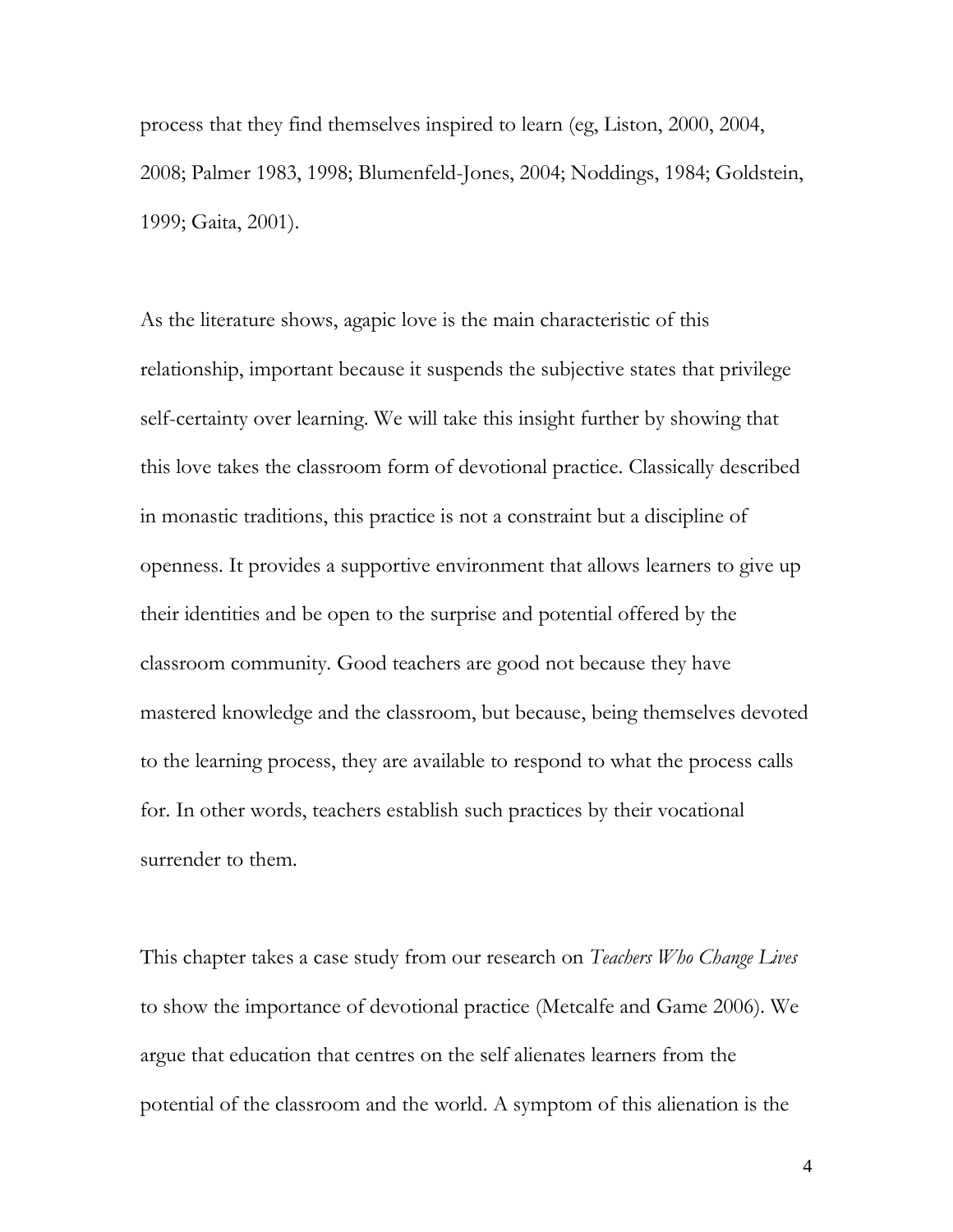process that they find themselves inspired to learn (eg, Liston, 2000, 2004, 2008; Palmer 1983, 1998; Blumenfeld-Jones, 2004; Noddings, 1984; Goldstein, 1999; Gaita, 2001).

As the literature shows, agapic love is the main characteristic of this relationship, important because it suspends the subjective states that privilege self-certainty over learning. We will take this insight further by showing that this love takes the classroom form of devotional practice. Classically described in monastic traditions, this practice is not a constraint but a discipline of openness. It provides a supportive environment that allows learners to give up their identities and be open to the surprise and potential offered by the classroom community. Good teachers are good not because they have mastered knowledge and the classroom, but because, being themselves devoted to the learning process, they are available to respond to what the process calls for. In other words, teachers establish such practices by their vocational surrender to them.

This chapter takes a case study from our research on *Teachers Who Change Lives* to show the importance of devotional practice (Metcalfe and Game 2006). We argue that education that centres on the self alienates learners from the potential of the classroom and the world. A symptom of this alienation is the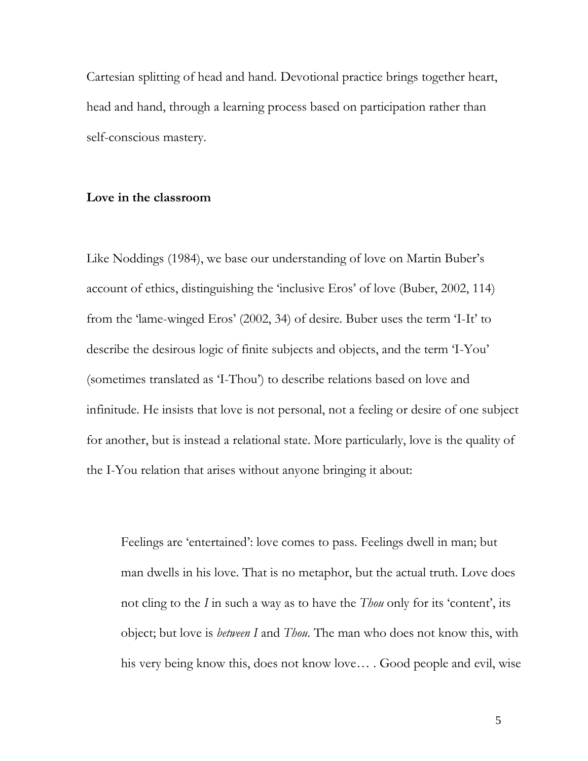Cartesian splitting of head and hand. Devotional practice brings together heart, head and hand, through a learning process based on participation rather than self-conscious mastery.

## Love in the classroom

Like Noddings (1984), we base our understanding of love on Martin Buber's account of ethics, distinguishing the 'inclusive Eros' of love (Buber, 2002, 114) from the 'lame-winged Eros' (2002, 34) of desire. Buber uses the term 'I-It' to describe the desirous logic of finite subjects and objects, and the term 'I-You' (sometimes translated as 'I-Thou') to describe relations based on love and infinitude. He insists that love is not personal, not a feeling or desire of one subject for another, but is instead a relational state. More particularly, love is the quality of the I-You relation that arises without anyone bringing it about:

> Feelings are 'entertained': love comes to pass. Feelings dwell in man; but man dwells in his love. That is no metaphor, but the actual truth. Love does not cling to the *I* in such a way as to have the *Thou* only for its 'content', its object; but love is *between I* and *Thou*. The man who does not know this, with his very being know this, does not know love… . Good people and evil, wise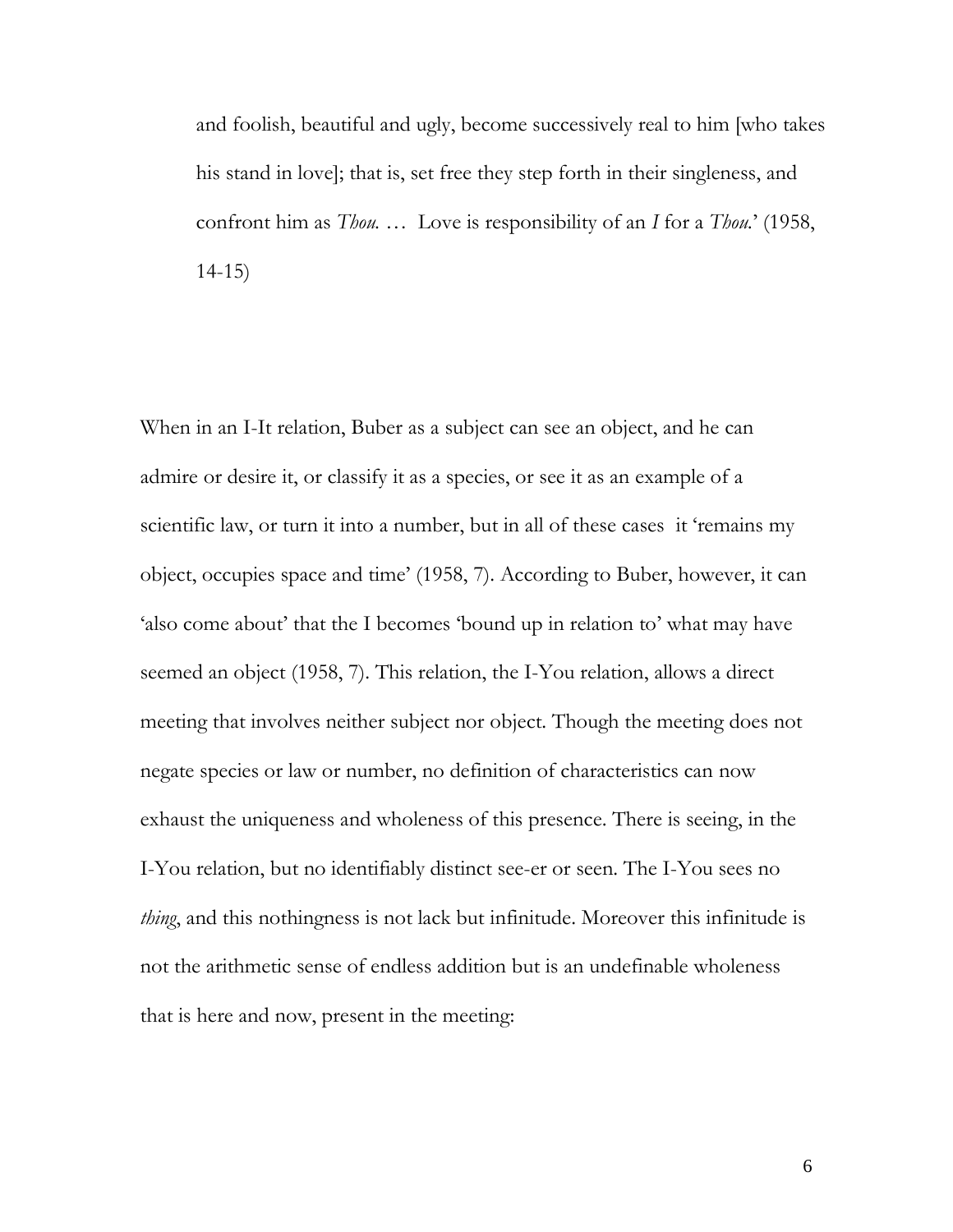> and foolish, beautiful and ugly, become successively real to him [who takes his stand in love]; that is, set free they step forth in their singleness, and confront him as *Thou.* … Love is responsibility of an *I* for a *Thou*.' (1958, 14-15)

When in an I-It relation, Buber as a subject can see an object, and he can admire or desire it, or classify it as a species, or see it as an example of a scientific law, or turn it into a number, but in all of these cases it 'remains my object, occupies space and time' (1958, 7). According to Buber, however, it can 'also come about' that the I becomes 'bound up in relation to' what may have seemed an object (1958, 7). This relation, the I-You relation, allows a direct meeting that involves neither subject nor object. Though the meeting does not negate species or law or number, no definition of characteristics can now exhaust the uniqueness and wholeness of this presence. There is seeing, in the I-You relation, but no identifiably distinct see-er or seen. The I-You sees no *thing*, and this nothingness is not lack but infinitude. Moreover this infinitude is not the arithmetic sense of endless addition but is an undefinable wholeness that is here and now, present in the meeting: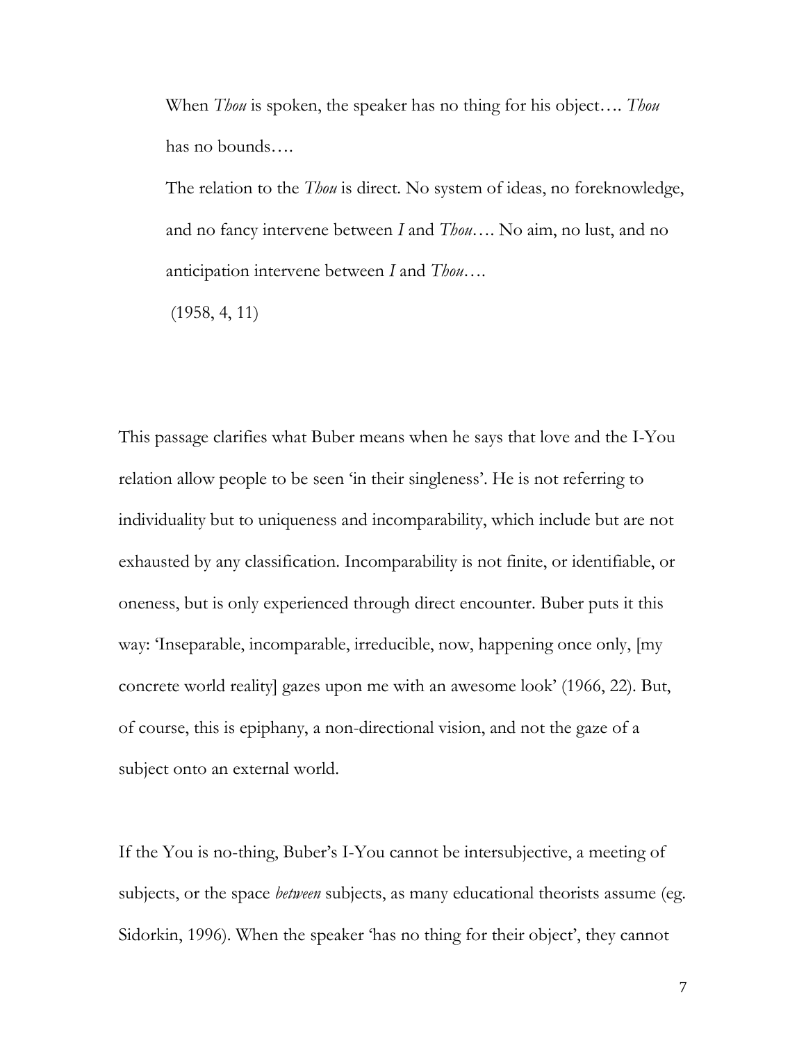> When *Thou* is spoken, the speaker has no thing for his object…. *Thou* has no bounds….
>
> The relation to the *Thou* is direct. No system of ideas, no foreknowledge, and no fancy intervene between *I* and *Thou*…. No aim, no lust, and no anticipation intervene between *I* and *Thou*….
>
> (1958, 4, 11)

This passage clarifies what Buber means when he says that love and the I-You relation allow people to be seen 'in their singleness'. He is not referring to individuality but to uniqueness and incomparability, which include but are not exhausted by any classification. Incomparability is not finite, or identifiable, or oneness, but is only experienced through direct encounter. Buber puts it this way: 'Inseparable, incomparable, irreducible, now, happening once only, [my concrete world reality] gazes upon me with an awesome look' (1966, 22). But, of course, this is epiphany, a non-directional vision, and not the gaze of a subject onto an external world.

If the You is no-thing, Buber's I-You cannot be intersubjective, a meeting of subjects, or the space *between* subjects, as many educational theorists assume (eg. Sidorkin, 1996). When the speaker 'has no thing for their object', they cannot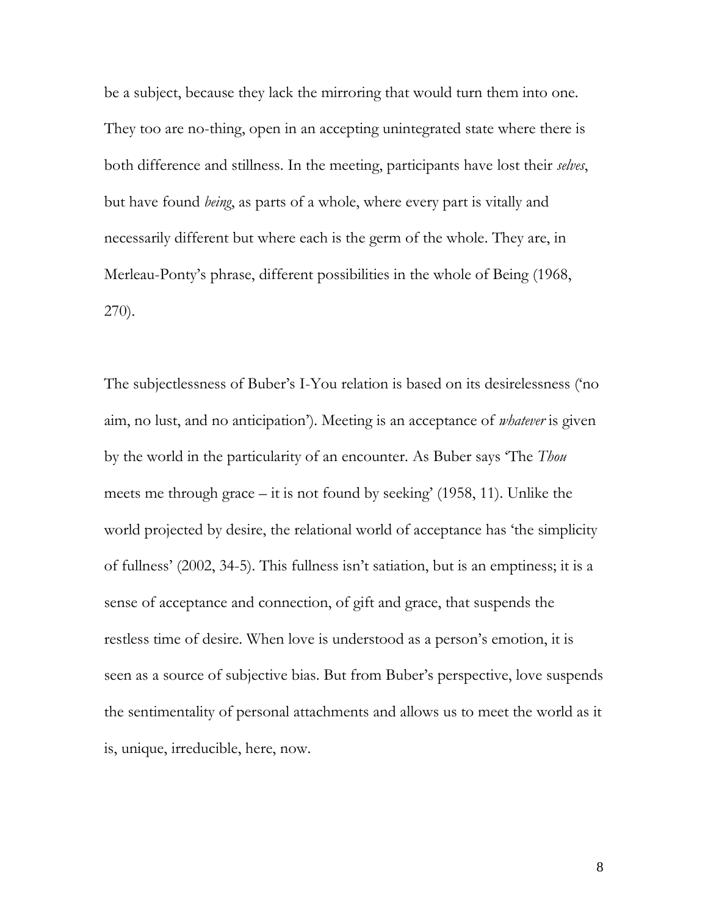be a subject, because they lack the mirroring that would turn them into one. They too are no-thing, open in an accepting unintegrated state where there is both difference and stillness. In the meeting, participants have lost their *selves*, but have found *being*, as parts of a whole, where every part is vitally and necessarily different but where each is the germ of the whole. They are, in Merleau-Ponty's phrase, different possibilities in the whole of Being (1968, 270).

The subjectlessness of Buber's I-You relation is based on its desirelessness ('no aim, no lust, and no anticipation'). Meeting is an acceptance of *whatever* is given by the world in the particularity of an encounter. As Buber says 'The *Thou* meets me through grace – it is not found by seeking' (1958, 11). Unlike the world projected by desire, the relational world of acceptance has 'the simplicity of fullness' (2002, 34-5). This fullness isn't satiation, but is an emptiness; it is a sense of acceptance and connection, of gift and grace, that suspends the restless time of desire. When love is understood as a person's emotion, it is seen as a source of subjective bias. But from Buber's perspective, love suspends the sentimentality of personal attachments and allows us to meet the world as it is, unique, irreducible, here, now.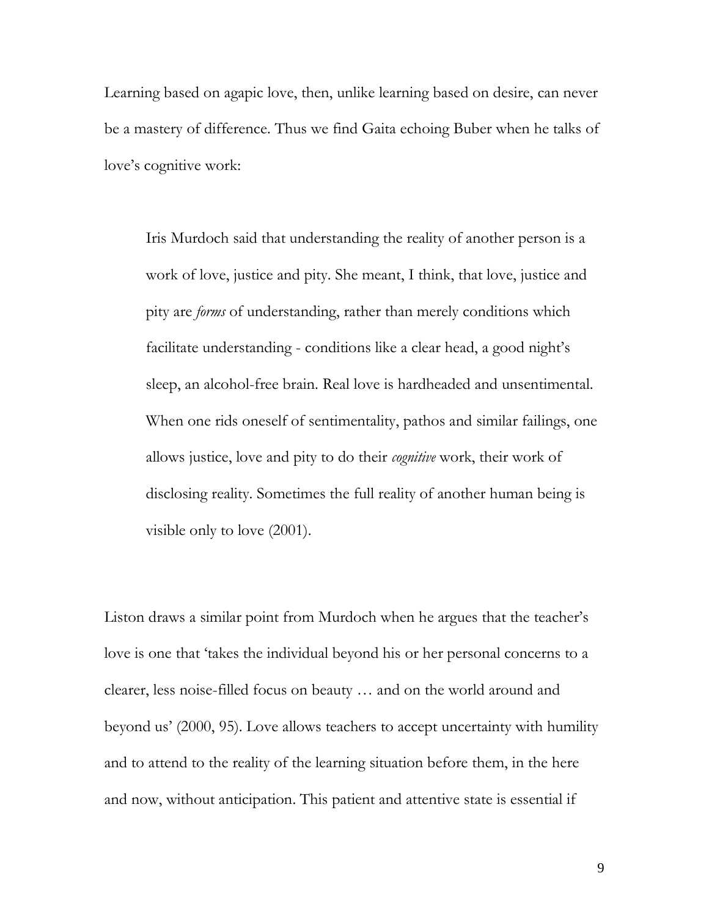Learning based on agapic love, then, unlike learning based on desire, can never be a mastery of difference. Thus we find Gaita echoing Buber when he talks of love's cognitive work:

> Iris Murdoch said that understanding the reality of another person is a work of love, justice and pity. She meant, I think, that love, justice and pity are *forms* of understanding, rather than merely conditions which facilitate understanding - conditions like a clear head, a good night's sleep, an alcohol-free brain. Real love is hardheaded and unsentimental. When one rids oneself of sentimentality, pathos and similar failings, one allows justice, love and pity to do their *cognitive* work, their work of disclosing reality. Sometimes the full reality of another human being is visible only to love (2001).

Liston draws a similar point from Murdoch when he argues that the teacher's love is one that 'takes the individual beyond his or her personal concerns to a clearer, less noise-filled focus on beauty … and on the world around and beyond us' (2000, 95). Love allows teachers to accept uncertainty with humility and to attend to the reality of the learning situation before them, in the here and now, without anticipation. This patient and attentive state is essential if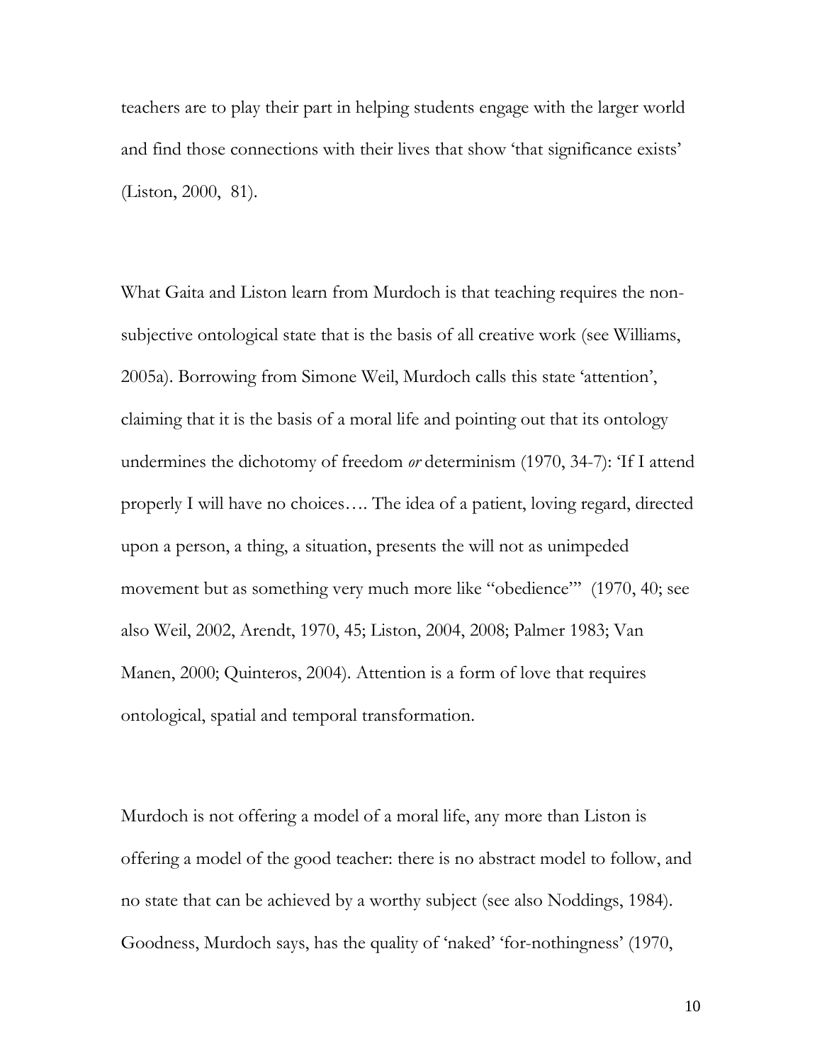teachers are to play their part in helping students engage with the larger world and find those connections with their lives that show 'that significance exists' (Liston, 2000, 81).

What Gaita and Liston learn from Murdoch is that teaching requires the non-subjective ontological state that is the basis of all creative work (see Williams, 2005a). Borrowing from Simone Weil, Murdoch calls this state 'attention', claiming that it is the basis of a moral life and pointing out that its ontology undermines the dichotomy of freedom *or* determinism (1970, 34-7): 'If I attend properly I will have no choices…. The idea of a patient, loving regard, directed upon a person, a thing, a situation, presents the will not as unimpeded movement but as something very much more like "obedience"' (1970, 40; see also Weil, 2002, Arendt, 1970, 45; Liston, 2004, 2008; Palmer 1983; Van Manen, 2000; Quinteros, 2004). Attention is a form of love that requires ontological, spatial and temporal transformation.

Murdoch is not offering a model of a moral life, any more than Liston is offering a model of the good teacher: there is no abstract model to follow, and no state that can be achieved by a worthy subject (see also Noddings, 1984). Goodness, Murdoch says, has the quality of 'naked' 'for-nothingness' (1970,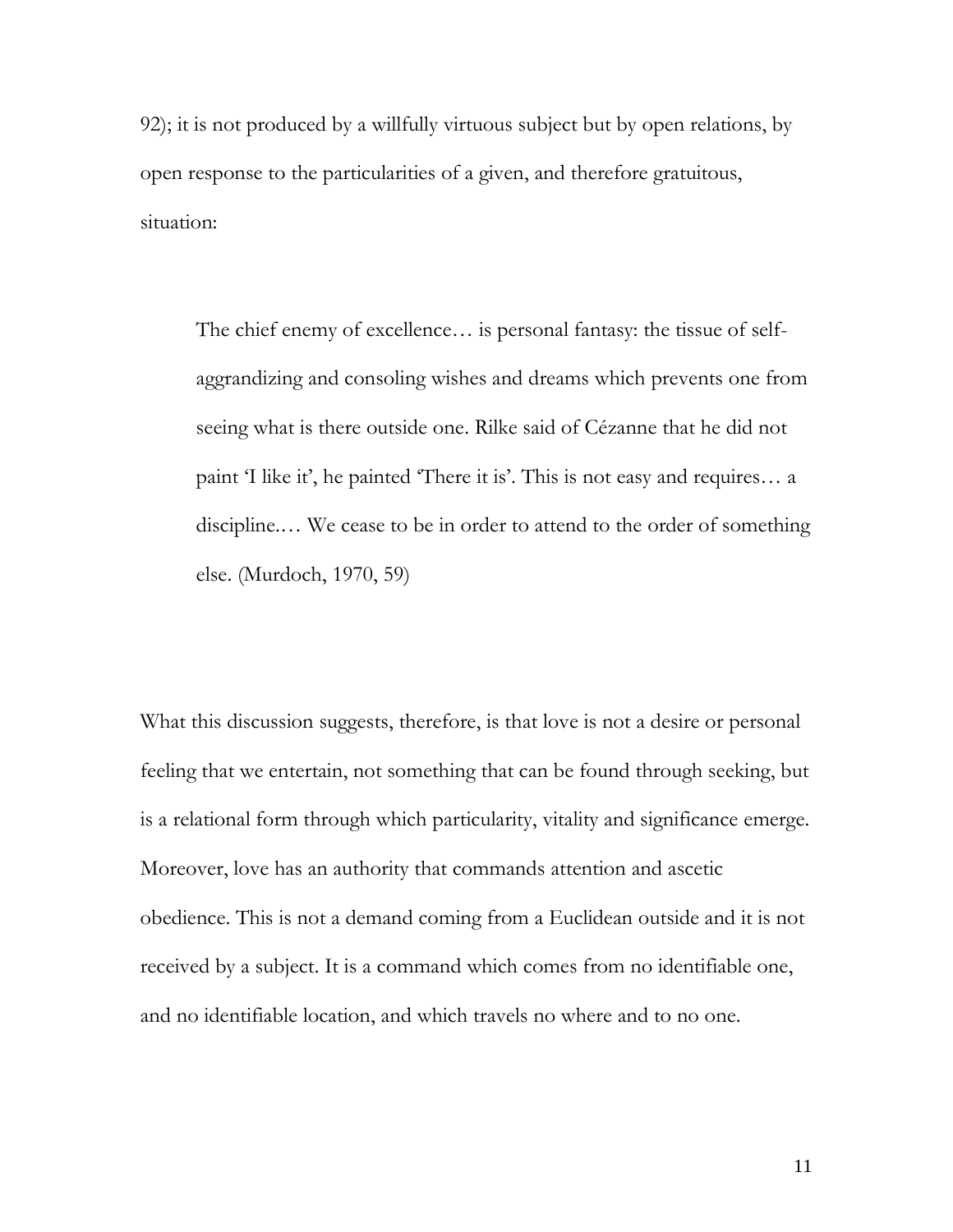92); it is not produced by a willfully virtuous subject but by open relations, by open response to the particularities of a given, and therefore gratuitous, situation:

> The chief enemy of excellence… is personal fantasy: the tissue of self-aggrandizing and consoling wishes and dreams which prevents one from seeing what is there outside one. Rilke said of Cézanne that he did not paint 'I like it', he painted 'There it is'. This is not easy and requires… a discipline.… We cease to be in order to attend to the order of something else. (Murdoch, 1970, 59)

What this discussion suggests, therefore, is that love is not a desire or personal feeling that we entertain, not something that can be found through seeking, but is a relational form through which particularity, vitality and significance emerge. Moreover, love has an authority that commands attention and ascetic obedience. This is not a demand coming from a Euclidean outside and it is not received by a subject. It is a command which comes from no identifiable one, and no identifiable location, and which travels no where and to no one.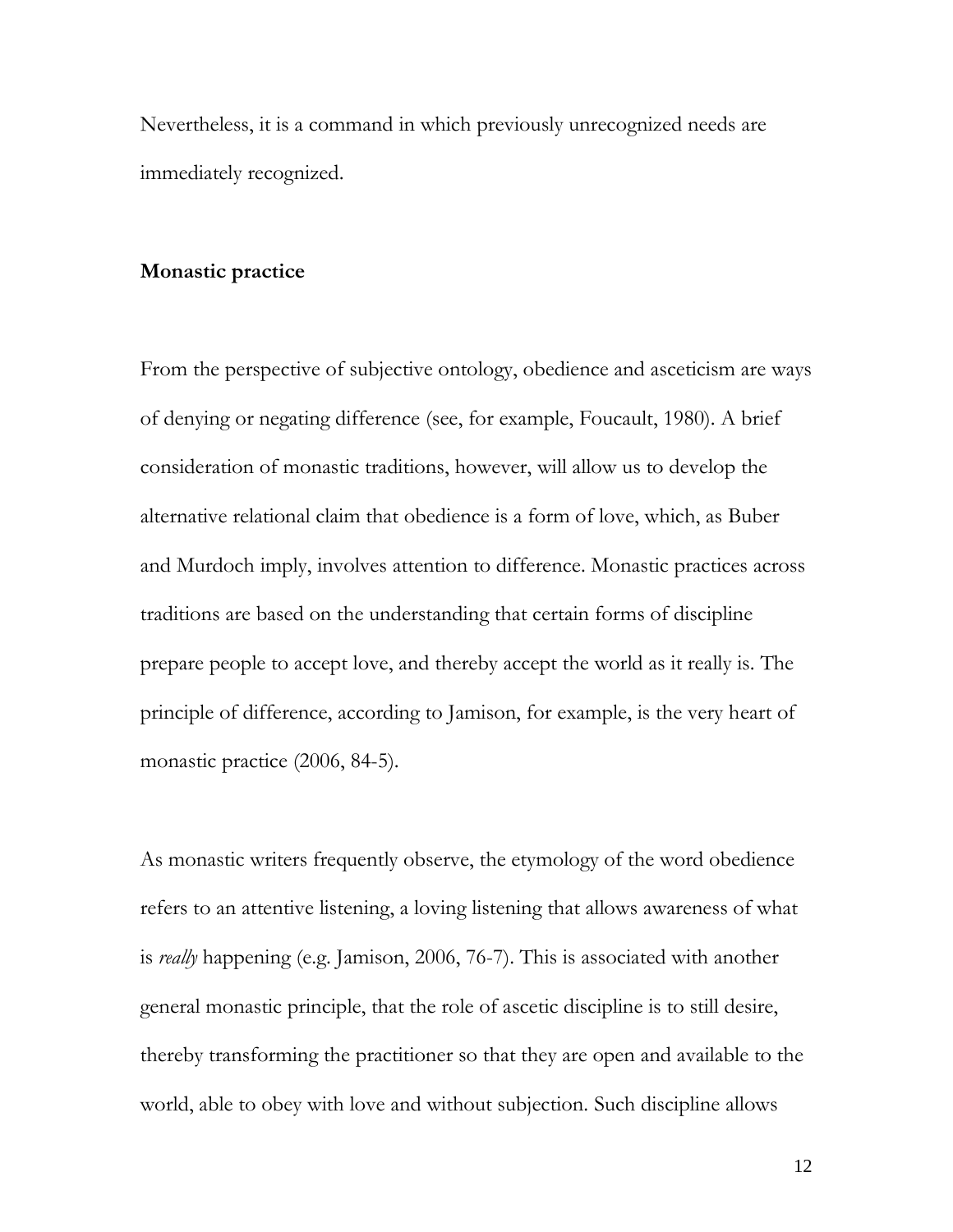Nevertheless, it is a command in which previously unrecognized needs are immediately recognized.

## Monastic practice

From the perspective of subjective ontology, obedience and asceticism are ways of denying or negating difference (see, for example, Foucault, 1980). A brief consideration of monastic traditions, however, will allow us to develop the alternative relational claim that obedience is a form of love, which, as Buber and Murdoch imply, involves attention to difference. Monastic practices across traditions are based on the understanding that certain forms of discipline prepare people to accept love, and thereby accept the world as it really is. The principle of difference, according to Jamison, for example, is the very heart of monastic practice (2006, 84-5).

As monastic writers frequently observe, the etymology of the word obedience refers to an attentive listening, a loving listening that allows awareness of what is *really* happening (e.g. Jamison, 2006, 76-7). This is associated with another general monastic principle, that the role of ascetic discipline is to still desire, thereby transforming the practitioner so that they are open and available to the world, able to obey with love and without subjection. Such discipline allows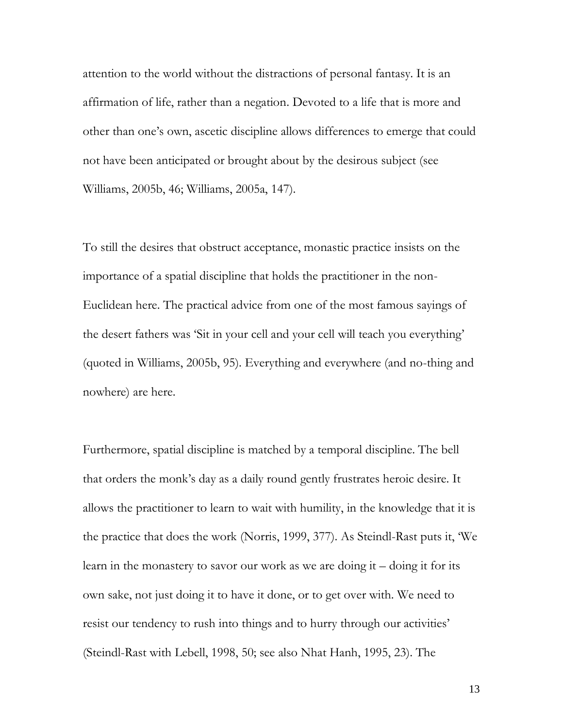attention to the world without the distractions of personal fantasy. It is an affirmation of life, rather than a negation. Devoted to a life that is more and other than one's own, ascetic discipline allows differences to emerge that could not have been anticipated or brought about by the desirous subject (see Williams, 2005b, 46; Williams, 2005a, 147).

To still the desires that obstruct acceptance, monastic practice insists on the importance of a spatial discipline that holds the practitioner in the non-Euclidean here. The practical advice from one of the most famous sayings of the desert fathers was 'Sit in your cell and your cell will teach you everything' (quoted in Williams, 2005b, 95). Everything and everywhere (and no-thing and nowhere) are here.

Furthermore, spatial discipline is matched by a temporal discipline. The bell that orders the monk's day as a daily round gently frustrates heroic desire. It allows the practitioner to learn to wait with humility, in the knowledge that it is the practice that does the work (Norris, 1999, 377). As Steindl-Rast puts it, 'We learn in the monastery to savor our work as we are doing it – doing it for its own sake, not just doing it to have it done, or to get over with. We need to resist our tendency to rush into things and to hurry through our activities' (Steindl-Rast with Lebell, 1998, 50; see also Nhat Hanh, 1995, 23). The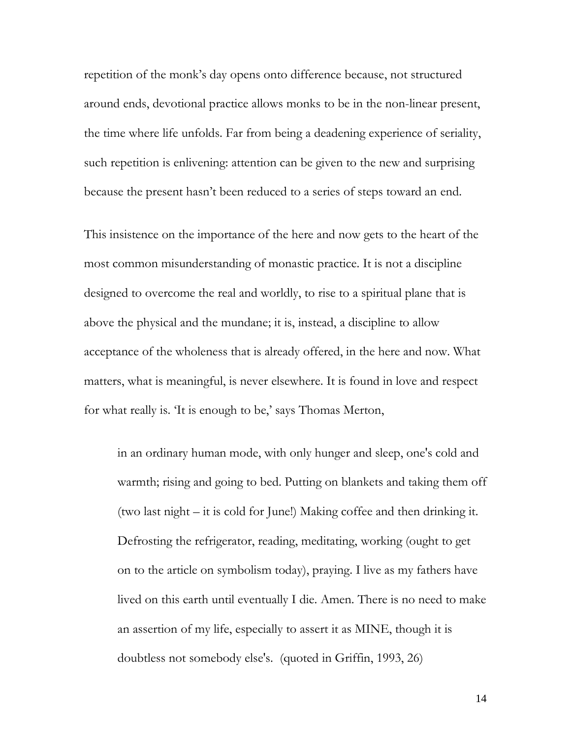repetition of the monk's day opens onto difference because, not structured around ends, devotional practice allows monks to be in the non-linear present, the time where life unfolds. Far from being a deadening experience of seriality, such repetition is enlivening: attention can be given to the new and surprising because the present hasn't been reduced to a series of steps toward an end.

This insistence on the importance of the here and now gets to the heart of the most common misunderstanding of monastic practice. It is not a discipline designed to overcome the real and worldly, to rise to a spiritual plane that is above the physical and the mundane; it is, instead, a discipline to allow acceptance of the wholeness that is already offered, in the here and now. What matters, what is meaningful, is never elsewhere. It is found in love and respect for what really is. 'It is enough to be,' says Thomas Merton,

> in an ordinary human mode, with only hunger and sleep, one's cold and warmth; rising and going to bed. Putting on blankets and taking them off (two last night – it is cold for June!) Making coffee and then drinking it. Defrosting the refrigerator, reading, meditating, working (ought to get on to the article on symbolism today), praying. I live as my fathers have lived on this earth until eventually I die. Amen. There is no need to make an assertion of my life, especially to assert it as MINE, though it is doubtless not somebody else's. (quoted in Griffin, 1993, 26)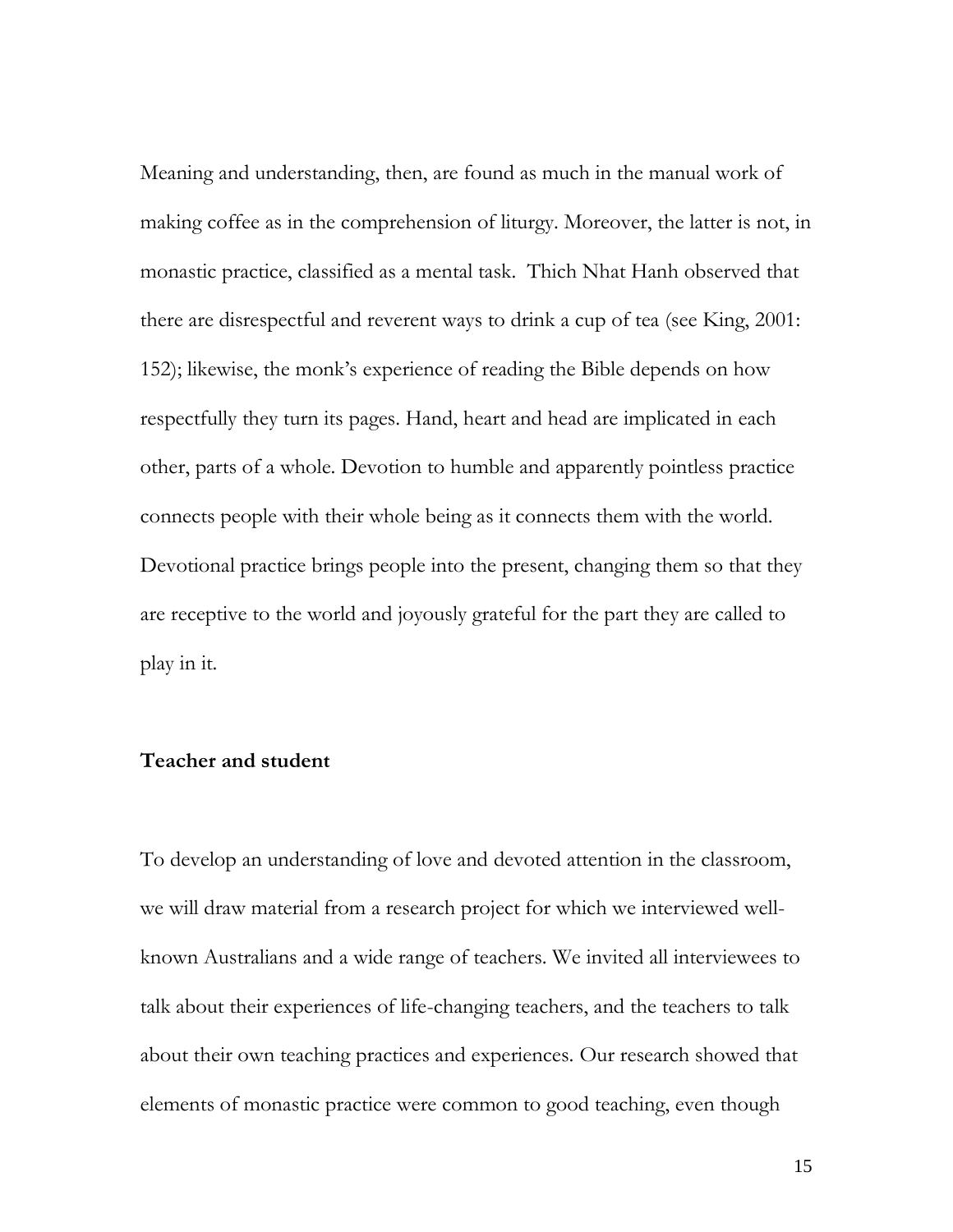Meaning and understanding, then, are found as much in the manual work of making coffee as in the comprehension of liturgy. Moreover, the latter is not, in monastic practice, classified as a mental task. Thich Nhat Hanh observed that there are disrespectful and reverent ways to drink a cup of tea (see King, 2001: 152); likewise, the monk's experience of reading the Bible depends on how respectfully they turn its pages. Hand, heart and head are implicated in each other, parts of a whole. Devotion to humble and apparently pointless practice connects people with their whole being as it connects them with the world. Devotional practice brings people into the present, changing them so that they are receptive to the world and joyously grateful for the part they are called to play in it.

## Teacher and student

To develop an understanding of love and devoted attention in the classroom, we will draw material from a research project for which we interviewed well-known Australians and a wide range of teachers. We invited all interviewees to talk about their experiences of life-changing teachers, and the teachers to talk about their own teaching practices and experiences. Our research showed that elements of monastic practice were common to good teaching, even though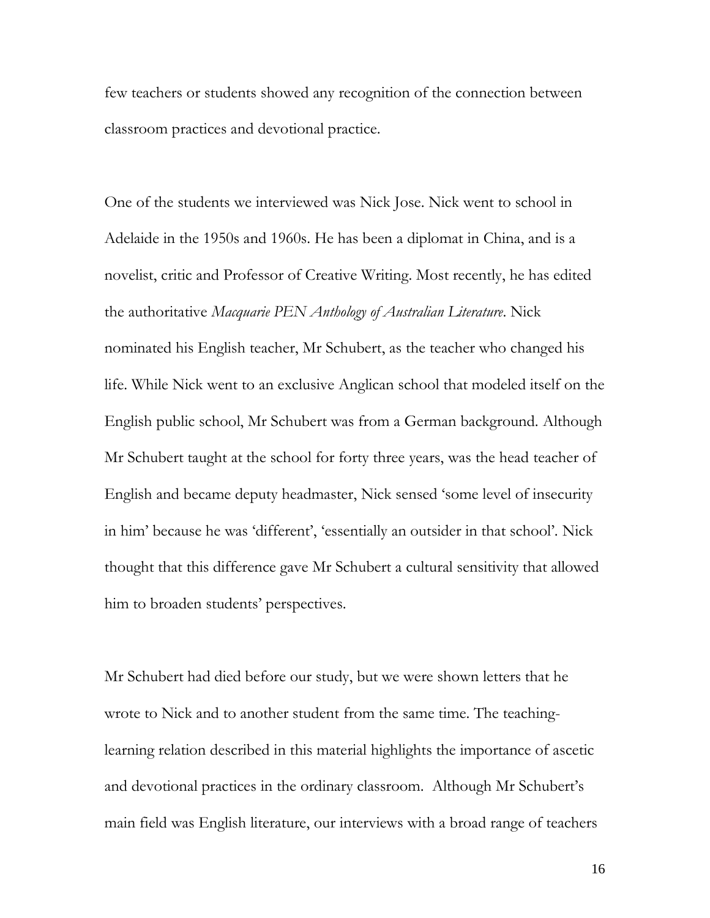few teachers or students showed any recognition of the connection between classroom practices and devotional practice.

One of the students we interviewed was Nick Jose. Nick went to school in Adelaide in the 1950s and 1960s. He has been a diplomat in China, and is a novelist, critic and Professor of Creative Writing. Most recently, he has edited the authoritative *Macquarie PEN Anthology of Australian Literature*. Nick nominated his English teacher, Mr Schubert, as the teacher who changed his life. While Nick went to an exclusive Anglican school that modeled itself on the English public school, Mr Schubert was from a German background. Although Mr Schubert taught at the school for forty three years, was the head teacher of English and became deputy headmaster, Nick sensed 'some level of insecurity in him' because he was 'different', 'essentially an outsider in that school'. Nick thought that this difference gave Mr Schubert a cultural sensitivity that allowed him to broaden students' perspectives.

Mr Schubert had died before our study, but we were shown letters that he wrote to Nick and to another student from the same time. The teaching-learning relation described in this material highlights the importance of ascetic and devotional practices in the ordinary classroom. Although Mr Schubert's main field was English literature, our interviews with a broad range of teachers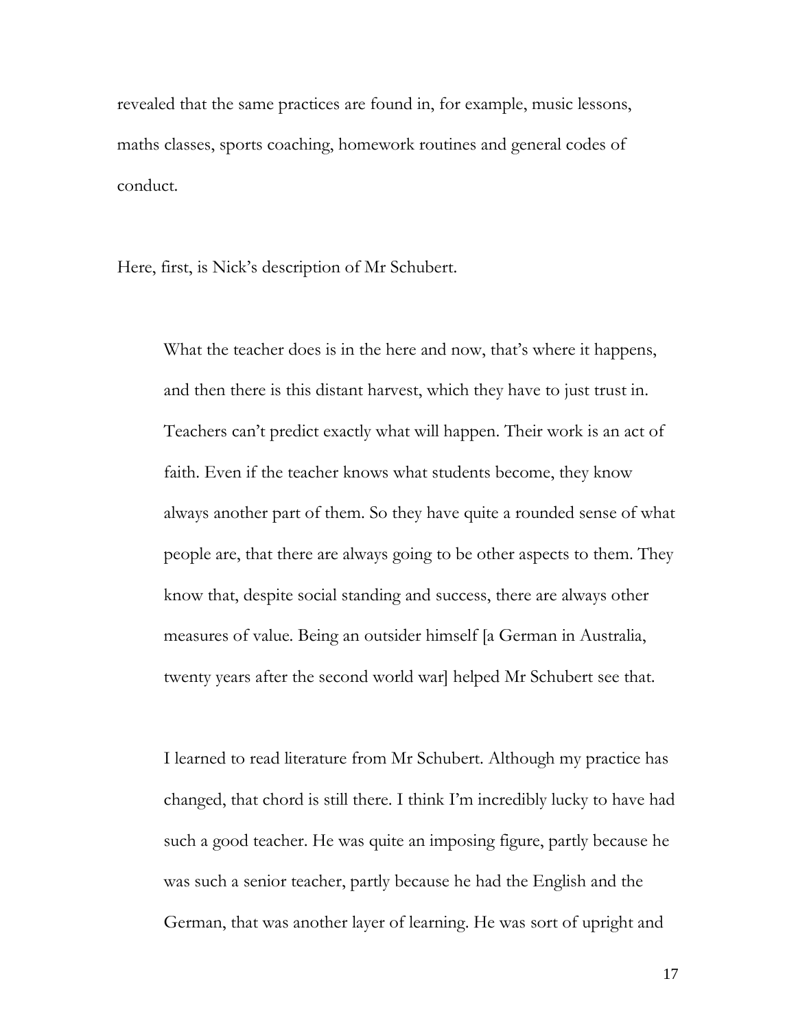revealed that the same practices are found in, for example, music lessons, maths classes, sports coaching, homework routines and general codes of conduct.

Here, first, is Nick's description of Mr Schubert.

> What the teacher does is in the here and now, that's where it happens, and then there is this distant harvest, which they have to just trust in. Teachers can't predict exactly what will happen. Their work is an act of faith. Even if the teacher knows what students become, they know always another part of them. So they have quite a rounded sense of what people are, that there are always going to be other aspects to them. They know that, despite social standing and success, there are always other measures of value. Being an outsider himself [a German in Australia, twenty years after the second world war] helped Mr Schubert see that.
>
> I learned to read literature from Mr Schubert. Although my practice has changed, that chord is still there. I think I'm incredibly lucky to have had such a good teacher. He was quite an imposing figure, partly because he was such a senior teacher, partly because he had the English and the German, that was another layer of learning. He was sort of upright and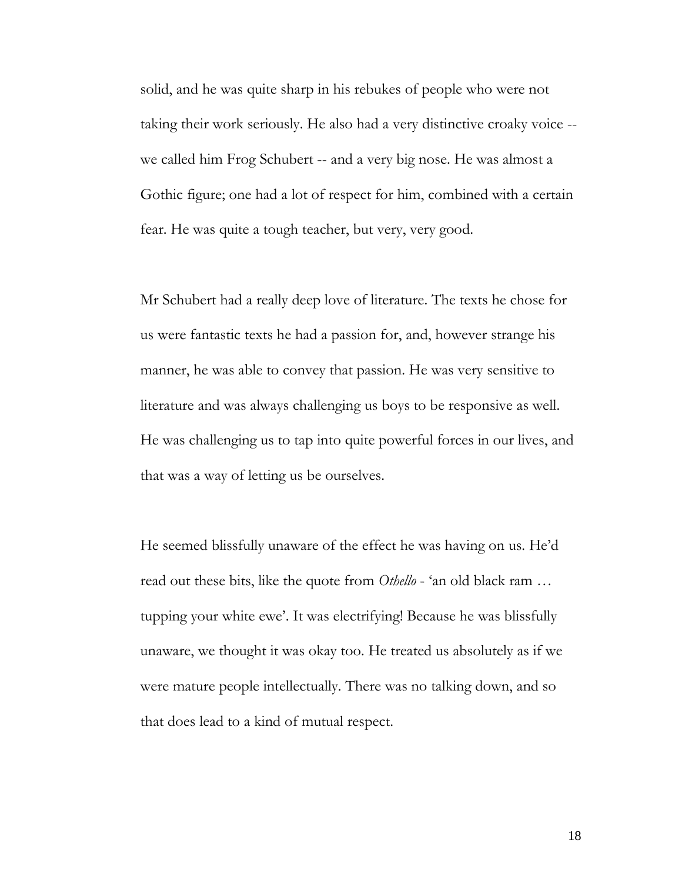solid, and he was quite sharp in his rebukes of people who were not taking their work seriously. He also had a very distinctive croaky voice -- we called him Frog Schubert -- and a very big nose. He was almost a Gothic figure; one had a lot of respect for him, combined with a certain fear. He was quite a tough teacher, but very, very good.

Mr Schubert had a really deep love of literature. The texts he chose for us were fantastic texts he had a passion for, and, however strange his manner, he was able to convey that passion. He was very sensitive to literature and was always challenging us boys to be responsive as well. He was challenging us to tap into quite powerful forces in our lives, and that was a way of letting us be ourselves.

He seemed blissfully unaware of the effect he was having on us. He'd read out these bits, like the quote from *Othello* - 'an old black ram … tupping your white ewe'. It was electrifying! Because he was blissfully unaware, we thought it was okay too. He treated us absolutely as if we were mature people intellectually. There was no talking down, and so that does lead to a kind of mutual respect.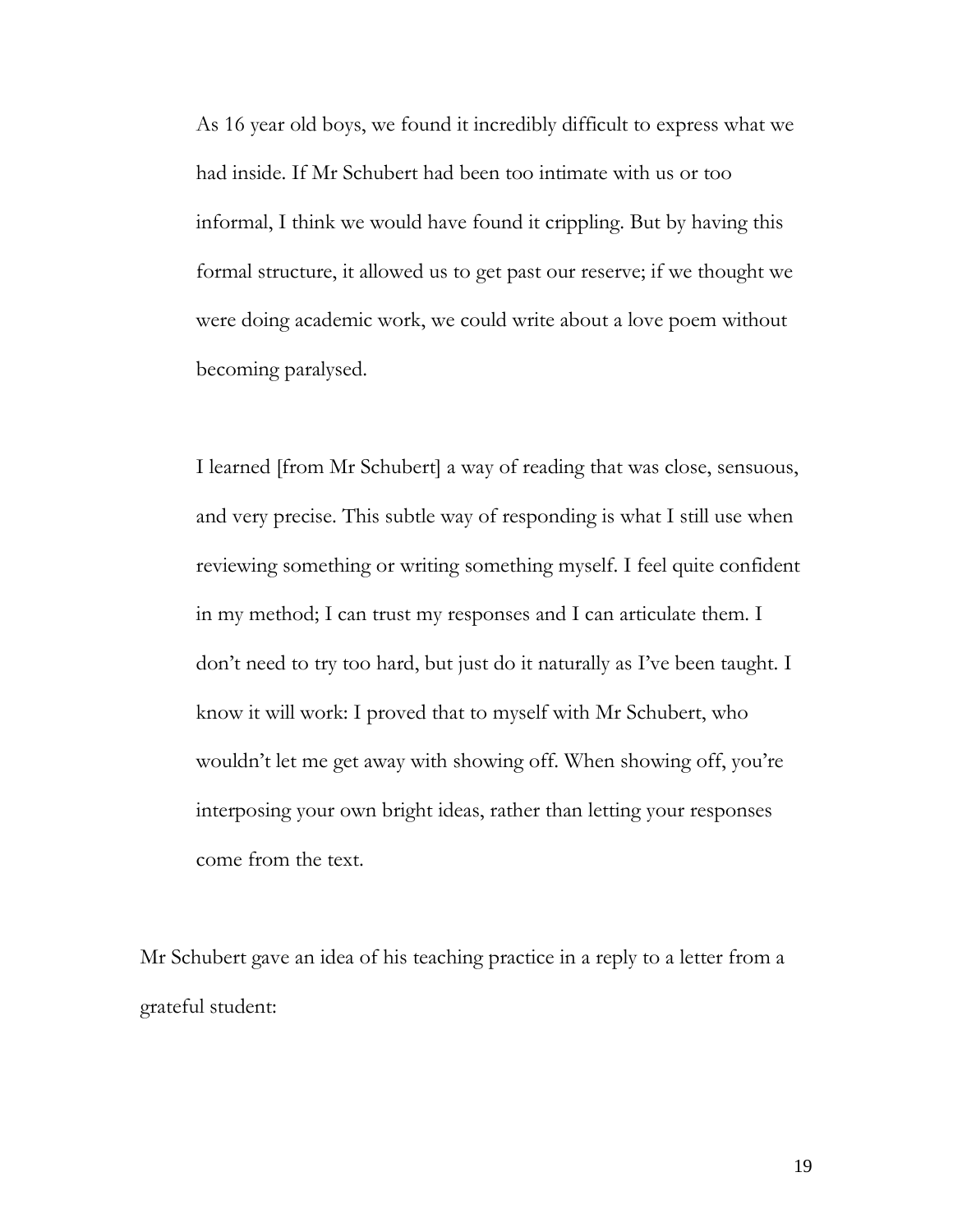> As 16 year old boys, we found it incredibly difficult to express what we had inside. If Mr Schubert had been too intimate with us or too informal, I think we would have found it crippling. But by having this formal structure, it allowed us to get past our reserve; if we thought we were doing academic work, we could write about a love poem without becoming paralysed.
>
> I learned [from Mr Schubert] a way of reading that was close, sensuous, and very precise. This subtle way of responding is what I still use when reviewing something or writing something myself. I feel quite confident in my method; I can trust my responses and I can articulate them. I don't need to try too hard, but just do it naturally as I've been taught. I know it will work: I proved that to myself with Mr Schubert, who wouldn't let me get away with showing off. When showing off, you're interposing your own bright ideas, rather than letting your responses come from the text.

Mr Schubert gave an idea of his teaching practice in a reply to a letter from a grateful student: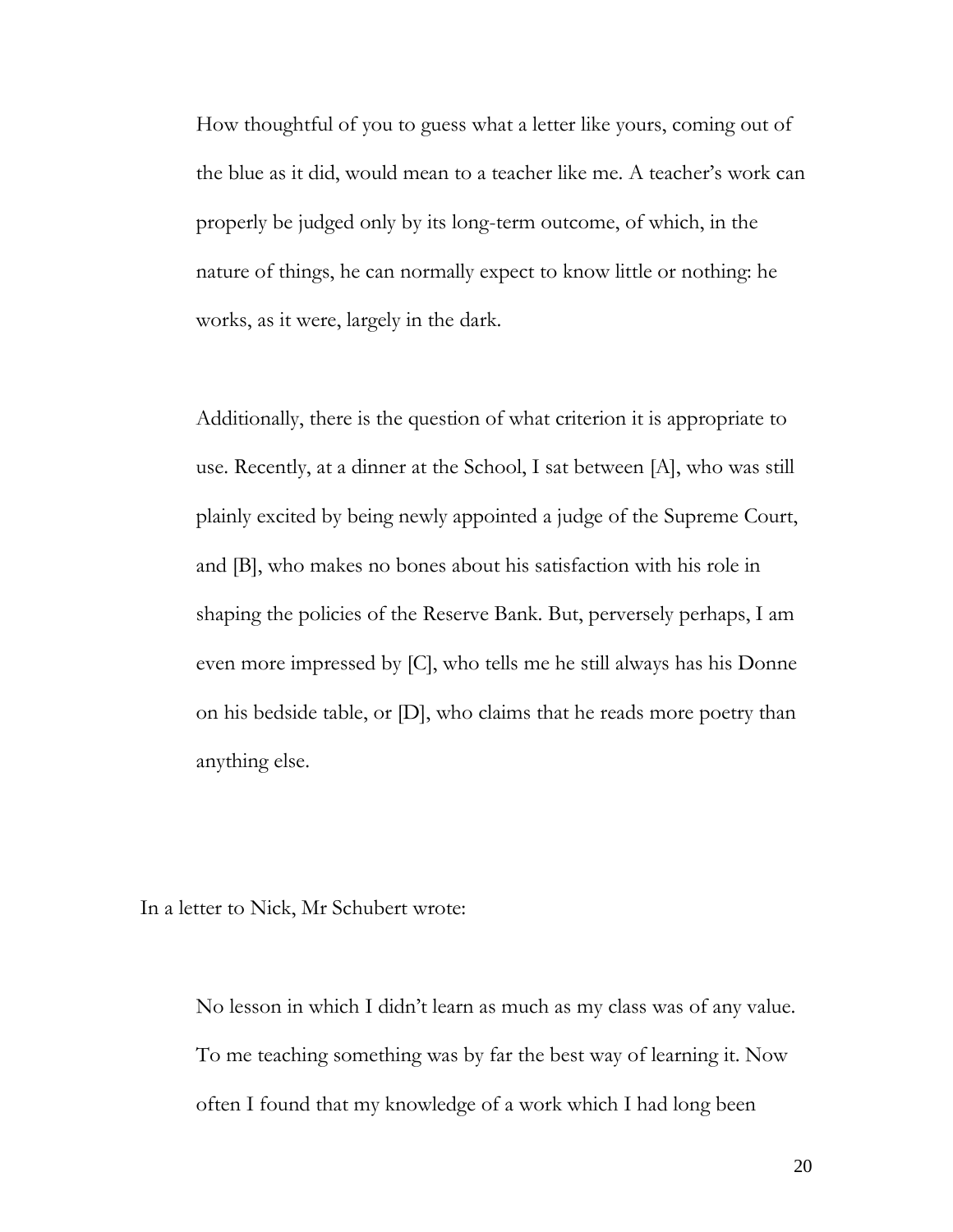> How thoughtful of you to guess what a letter like yours, coming out of the blue as it did, would mean to a teacher like me. A teacher's work can properly be judged only by its long-term outcome, of which, in the nature of things, he can normally expect to know little or nothing: he works, as it were, largely in the dark.
>
> Additionally, there is the question of what criterion it is appropriate to use. Recently, at a dinner at the School, I sat between [A], who was still plainly excited by being newly appointed a judge of the Supreme Court, and [B], who makes no bones about his satisfaction with his role in shaping the policies of the Reserve Bank. But, perversely perhaps, I am even more impressed by [C], who tells me he still always has his Donne on his bedside table, or [D], who claims that he reads more poetry than anything else.

In a letter to Nick, Mr Schubert wrote:

> No lesson in which I didn't learn as much as my class was of any value. To me teaching something was by far the best way of learning it. Now often I found that my knowledge of a work which I had long been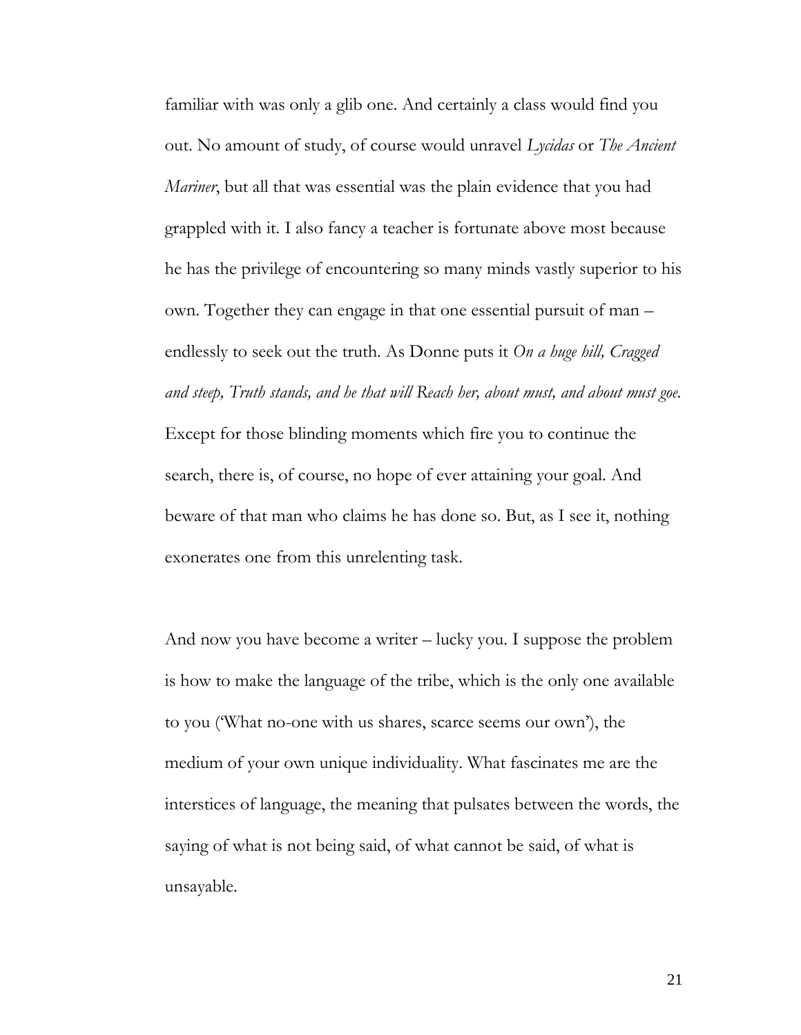familiar with was only a glib one. And certainly a class would find you out. No amount of study, of course would unravel *Lycidas* or *The Ancient Mariner*, but all that was essential was the plain evidence that you had grappled with it. I also fancy a teacher is fortunate above most because he has the privilege of encountering so many minds vastly superior to his own. Together they can engage in that one essential pursuit of man – endlessly to seek out the truth. As Donne puts it *On a huge hill, Cragged and steep, Truth stands, and he that will Reach her, about must, and about must goe.* Except for those blinding moments which fire you to continue the search, there is, of course, no hope of ever attaining your goal. And beware of that man who claims he has done so. But, as I see it, nothing exonerates one from this unrelenting task.

And now you have become a writer – lucky you. I suppose the problem is how to make the language of the tribe, which is the only one available to you ('What no-one with us shares, scarce seems our own'), the medium of your own unique individuality. What fascinates me are the interstices of language, the meaning that pulsates between the words, the saying of what is not being said, of what cannot be said, of what is unsayable.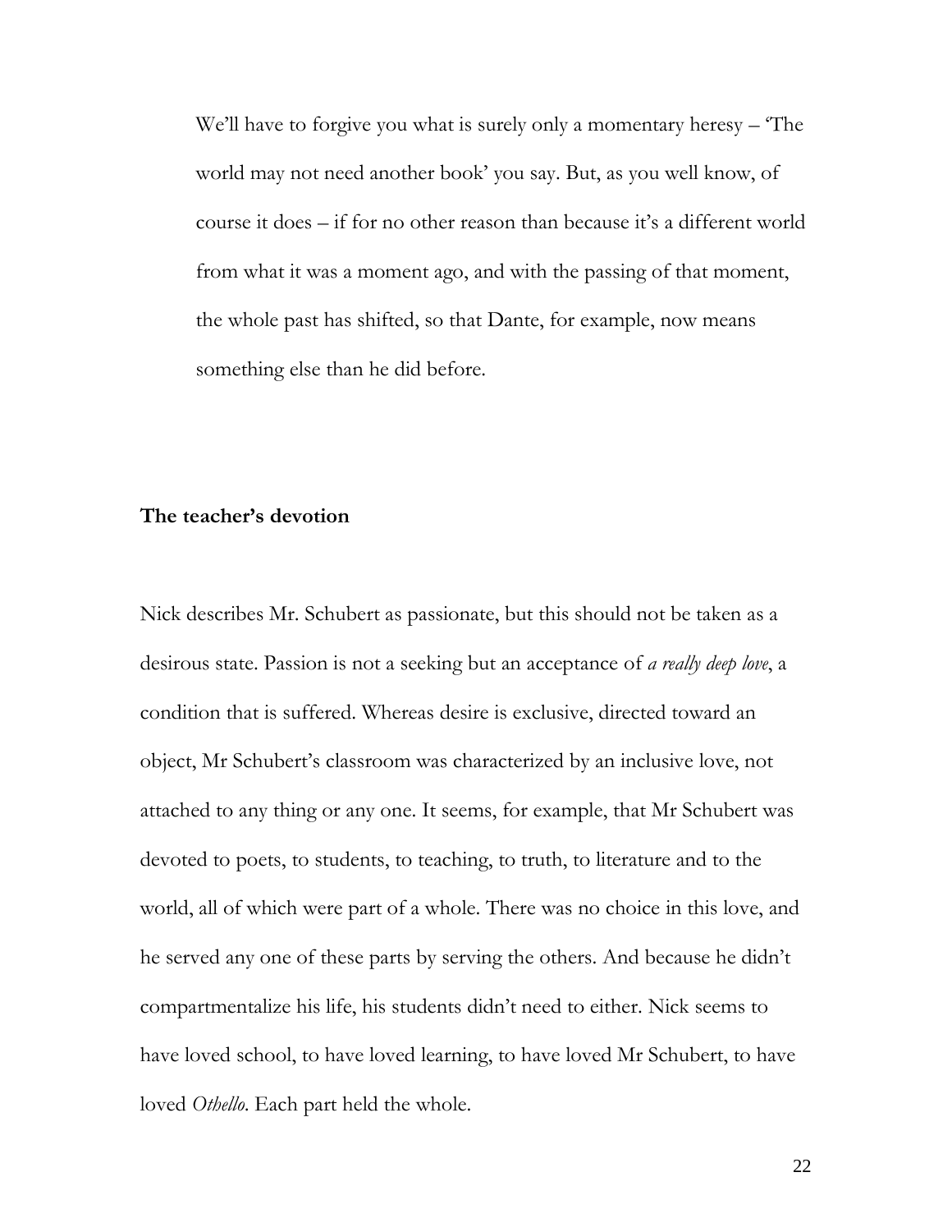We'll have to forgive you what is surely only a momentary heresy – 'The world may not need another book' you say. But, as you well know, of course it does – if for no other reason than because it's a different world from what it was a moment ago, and with the passing of that moment, the whole past has shifted, so that Dante, for example, now means something else than he did before.

**The teacher's devotion**

Nick describes Mr. Schubert as passionate, but this should not be taken as a desirous state. Passion is not a seeking but an acceptance of *a really deep love*, a condition that is suffered. Whereas desire is exclusive, directed toward an object, Mr Schubert's classroom was characterized by an inclusive love, not attached to any thing or any one. It seems, for example, that Mr Schubert was devoted to poets, to students, to teaching, to truth, to literature and to the world, all of which were part of a whole. There was no choice in this love, and he served any one of these parts by serving the others. And because he didn't compartmentalize his life, his students didn't need to either. Nick seems to have loved school, to have loved learning, to have loved Mr Schubert, to have loved *Othello*. Each part held the whole.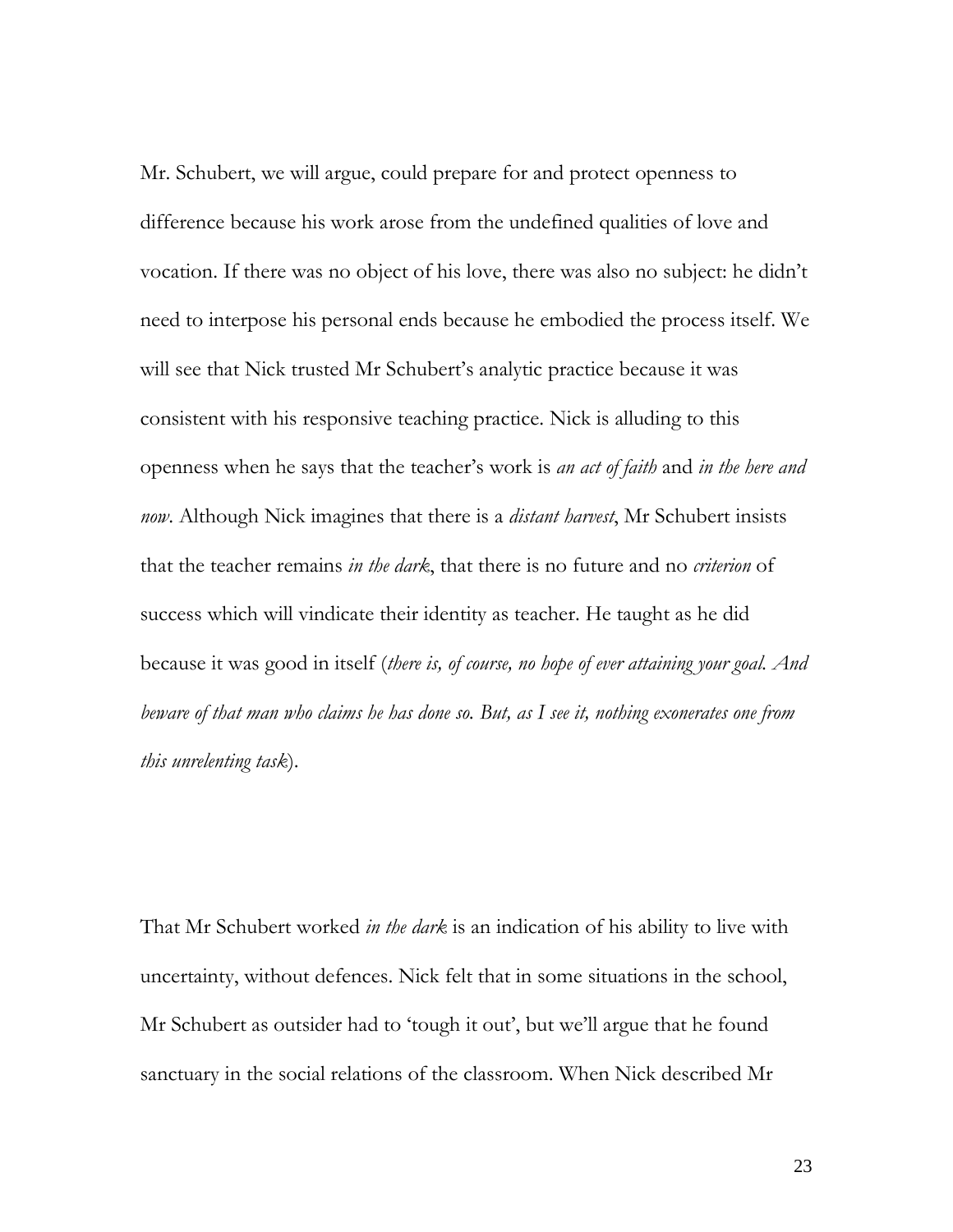Mr. Schubert, we will argue, could prepare for and protect openness to difference because his work arose from the undefined qualities of love and vocation. If there was no object of his love, there was also no subject: he didn't need to interpose his personal ends because he embodied the process itself. We will see that Nick trusted Mr Schubert's analytic practice because it was consistent with his responsive teaching practice. Nick is alluding to this openness when he says that the teacher's work is *an act of faith* and *in the here and now*. Although Nick imagines that there is a *distant harvest*, Mr Schubert insists that the teacher remains *in the dark*, that there is no future and no *criterion* of success which will vindicate their identity as teacher. He taught as he did because it was good in itself (*there is, of course, no hope of ever attaining your goal. And beware of that man who claims he has done so. But, as I see it, nothing exonerates one from this unrelenting task*).

That Mr Schubert worked *in the dark* is an indication of his ability to live with uncertainty, without defences. Nick felt that in some situations in the school, Mr Schubert as outsider had to 'tough it out', but we'll argue that he found sanctuary in the social relations of the classroom. When Nick described Mr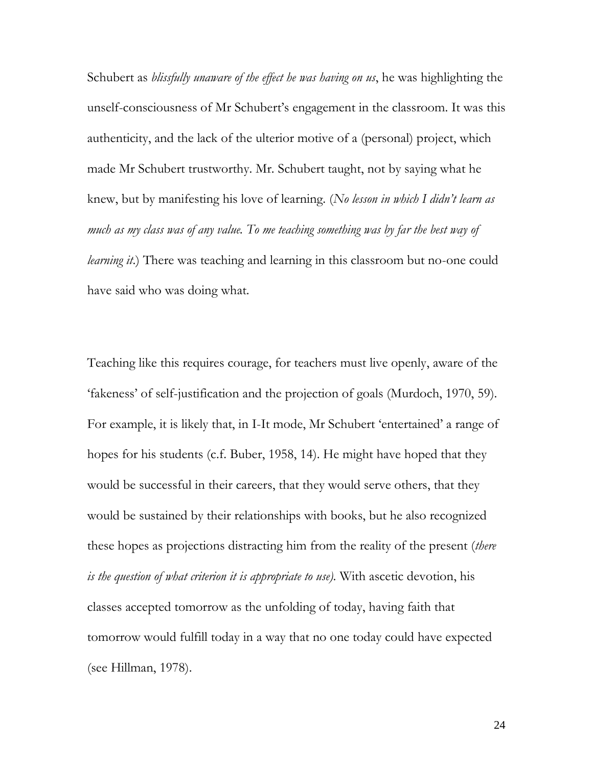Schubert as *blissfully unaware of the effect he was having on us*, he was highlighting the unself-consciousness of Mr Schubert's engagement in the classroom. It was this authenticity, and the lack of the ulterior motive of a (personal) project, which made Mr Schubert trustworthy. Mr. Schubert taught, not by saying what he knew, but by manifesting his love of learning. (*No lesson in which I didn't learn as much as my class was of any value. To me teaching something was by far the best way of learning it*.) There was teaching and learning in this classroom but no-one could have said who was doing what.

Teaching like this requires courage, for teachers must live openly, aware of the 'fakeness' of self-justification and the projection of goals (Murdoch, 1970, 59). For example, it is likely that, in I-It mode, Mr Schubert 'entertained' a range of hopes for his students (c.f. Buber, 1958, 14). He might have hoped that they would be successful in their careers, that they would serve others, that they would be sustained by their relationships with books, but he also recognized these hopes as projections distracting him from the reality of the present (*there is the question of what criterion it is appropriate to use)*. With ascetic devotion, his classes accepted tomorrow as the unfolding of today, having faith that tomorrow would fulfill today in a way that no one today could have expected (see Hillman, 1978).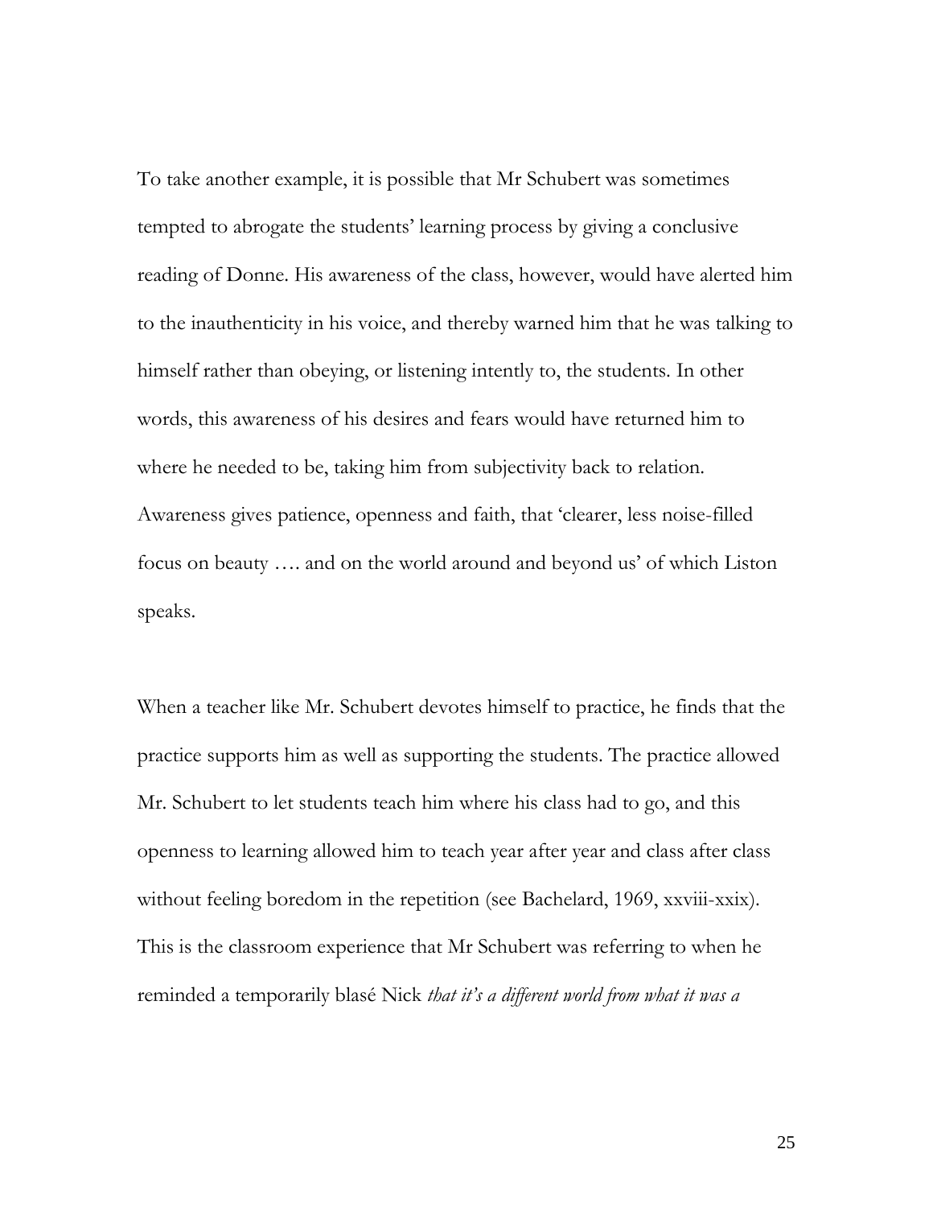To take another example, it is possible that Mr Schubert was sometimes tempted to abrogate the students' learning process by giving a conclusive reading of Donne. His awareness of the class, however, would have alerted him to the inauthenticity in his voice, and thereby warned him that he was talking to himself rather than obeying, or listening intently to, the students. In other words, this awareness of his desires and fears would have returned him to where he needed to be, taking him from subjectivity back to relation. Awareness gives patience, openness and faith, that 'clearer, less noise-filled focus on beauty …. and on the world around and beyond us' of which Liston speaks.

When a teacher like Mr. Schubert devotes himself to practice, he finds that the practice supports him as well as supporting the students. The practice allowed Mr. Schubert to let students teach him where his class had to go, and this openness to learning allowed him to teach year after year and class after class without feeling boredom in the repetition (see Bachelard, 1969, xxviii-xxix). This is the classroom experience that Mr Schubert was referring to when he reminded a temporarily blasé Nick *that it's a different world from what it was a*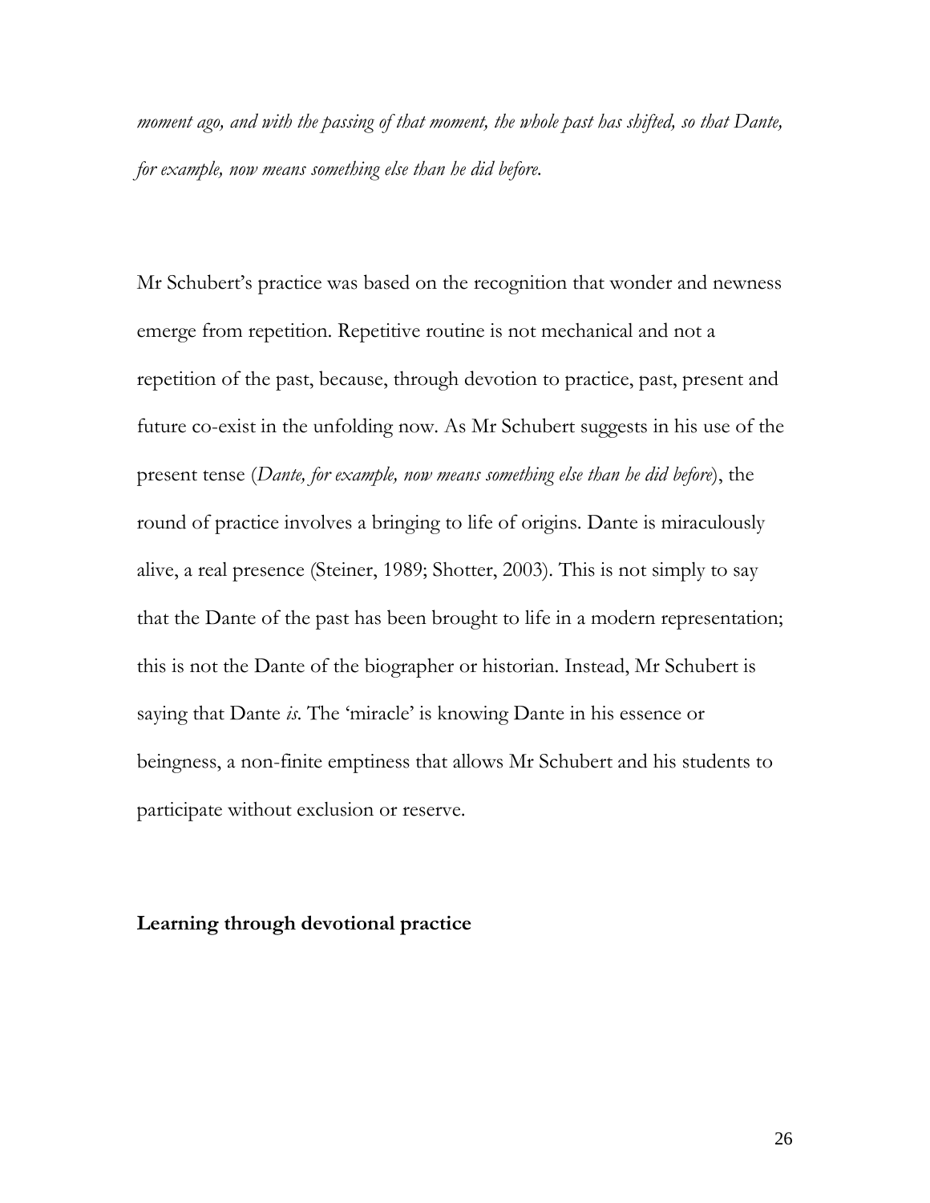*moment ago, and with the passing of that moment, the whole past has shifted, so that Dante, for example, now means something else than he did before.*

Mr Schubert's practice was based on the recognition that wonder and newness emerge from repetition. Repetitive routine is not mechanical and not a repetition of the past, because, through devotion to practice, past, present and future co-exist in the unfolding now. As Mr Schubert suggests in his use of the present tense (*Dante, for example, now means something else than he did before*), the round of practice involves a bringing to life of origins. Dante is miraculously alive, a real presence (Steiner, 1989; Shotter, 2003). This is not simply to say that the Dante of the past has been brought to life in a modern representation; this is not the Dante of the biographer or historian. Instead, Mr Schubert is saying that Dante *is*. The 'miracle' is knowing Dante in his essence or beingness, a non-finite emptiness that allows Mr Schubert and his students to participate without exclusion or reserve.

**Learning through devotional practice**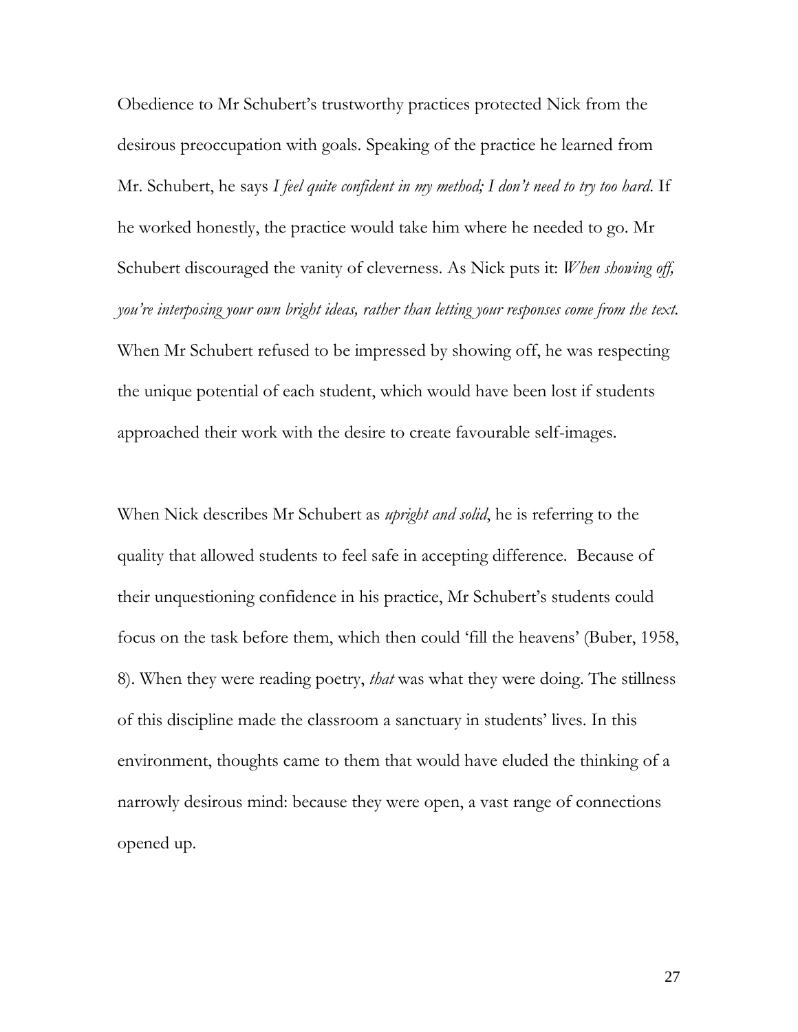Obedience to Mr Schubert's trustworthy practices protected Nick from the desirous preoccupation with goals. Speaking of the practice he learned from Mr. Schubert, he says *I feel quite confident in my method; I don't need to try too hard*. If he worked honestly, the practice would take him where he needed to go. Mr Schubert discouraged the vanity of cleverness. As Nick puts it: *When showing off, you're interposing your own bright ideas, rather than letting your responses come from the text.* When Mr Schubert refused to be impressed by showing off, he was respecting the unique potential of each student, which would have been lost if students approached their work with the desire to create favourable self-images.

When Nick describes Mr Schubert as *upright and solid*, he is referring to the quality that allowed students to feel safe in accepting difference. Because of their unquestioning confidence in his practice, Mr Schubert's students could focus on the task before them, which then could 'fill the heavens' (Buber, 1958, 8). When they were reading poetry, *that* was what they were doing. The stillness of this discipline made the classroom a sanctuary in students' lives. In this environment, thoughts came to them that would have eluded the thinking of a narrowly desirous mind: because they were open, a vast range of connections opened up.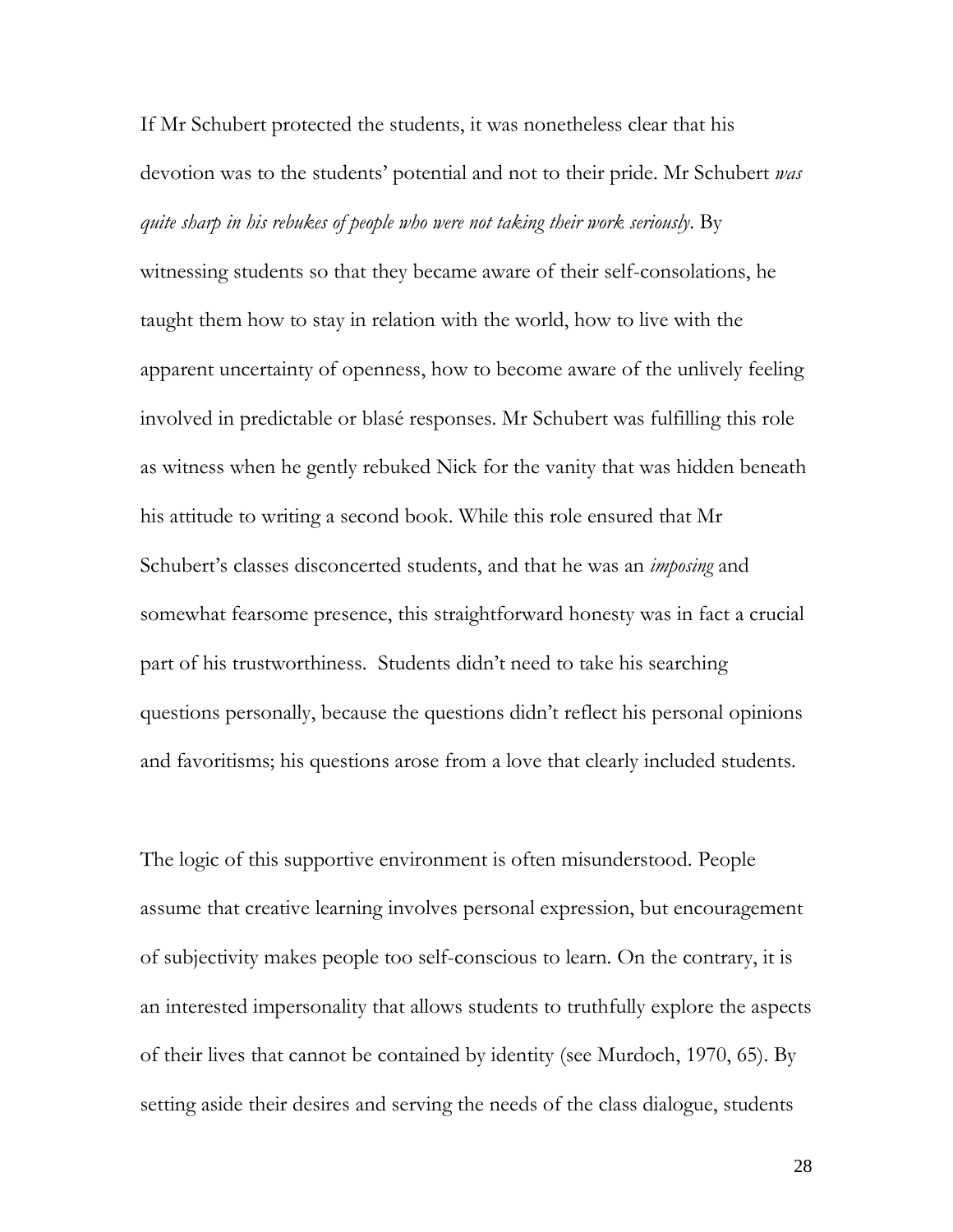If Mr Schubert protected the students, it was nonetheless clear that his devotion was to the students' potential and not to their pride. Mr Schubert *was quite sharp in his rebukes of people who were not taking their work seriously*. By witnessing students so that they became aware of their self-consolations, he taught them how to stay in relation with the world, how to live with the apparent uncertainty of openness, how to become aware of the unlively feeling involved in predictable or blasé responses. Mr Schubert was fulfilling this role as witness when he gently rebuked Nick for the vanity that was hidden beneath his attitude to writing a second book. While this role ensured that Mr Schubert's classes disconcerted students, and that he was an *imposing* and somewhat fearsome presence, this straightforward honesty was in fact a crucial part of his trustworthiness. Students didn't need to take his searching questions personally, because the questions didn't reflect his personal opinions and favoritisms; his questions arose from a love that clearly included students.

The logic of this supportive environment is often misunderstood. People assume that creative learning involves personal expression, but encouragement of subjectivity makes people too self-conscious to learn. On the contrary, it is an interested impersonality that allows students to truthfully explore the aspects of their lives that cannot be contained by identity (see Murdoch, 1970, 65). By setting aside their desires and serving the needs of the class dialogue, students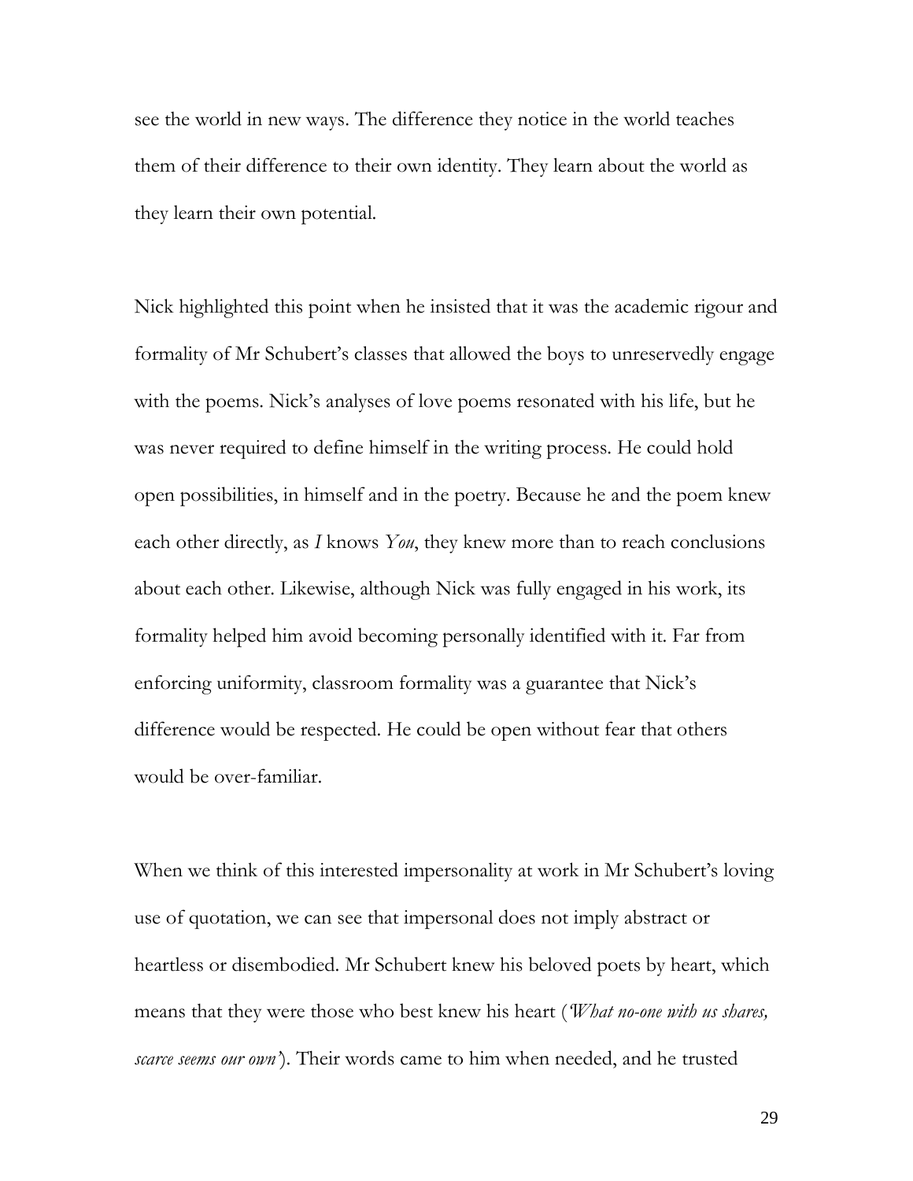see the world in new ways. The difference they notice in the world teaches them of their difference to their own identity. They learn about the world as they learn their own potential.

Nick highlighted this point when he insisted that it was the academic rigour and formality of Mr Schubert's classes that allowed the boys to unreservedly engage with the poems. Nick's analyses of love poems resonated with his life, but he was never required to define himself in the writing process. He could hold open possibilities, in himself and in the poetry. Because he and the poem knew each other directly, as *I* knows *You*, they knew more than to reach conclusions about each other. Likewise, although Nick was fully engaged in his work, its formality helped him avoid becoming personally identified with it. Far from enforcing uniformity, classroom formality was a guarantee that Nick's difference would be respected. He could be open without fear that others would be over-familiar.

When we think of this interested impersonality at work in Mr Schubert's loving use of quotation, we can see that impersonal does not imply abstract or heartless or disembodied. Mr Schubert knew his beloved poets by heart, which means that they were those who best knew his heart (*'What no-one with us shares, scarce seems our own'*). Their words came to him when needed, and he trusted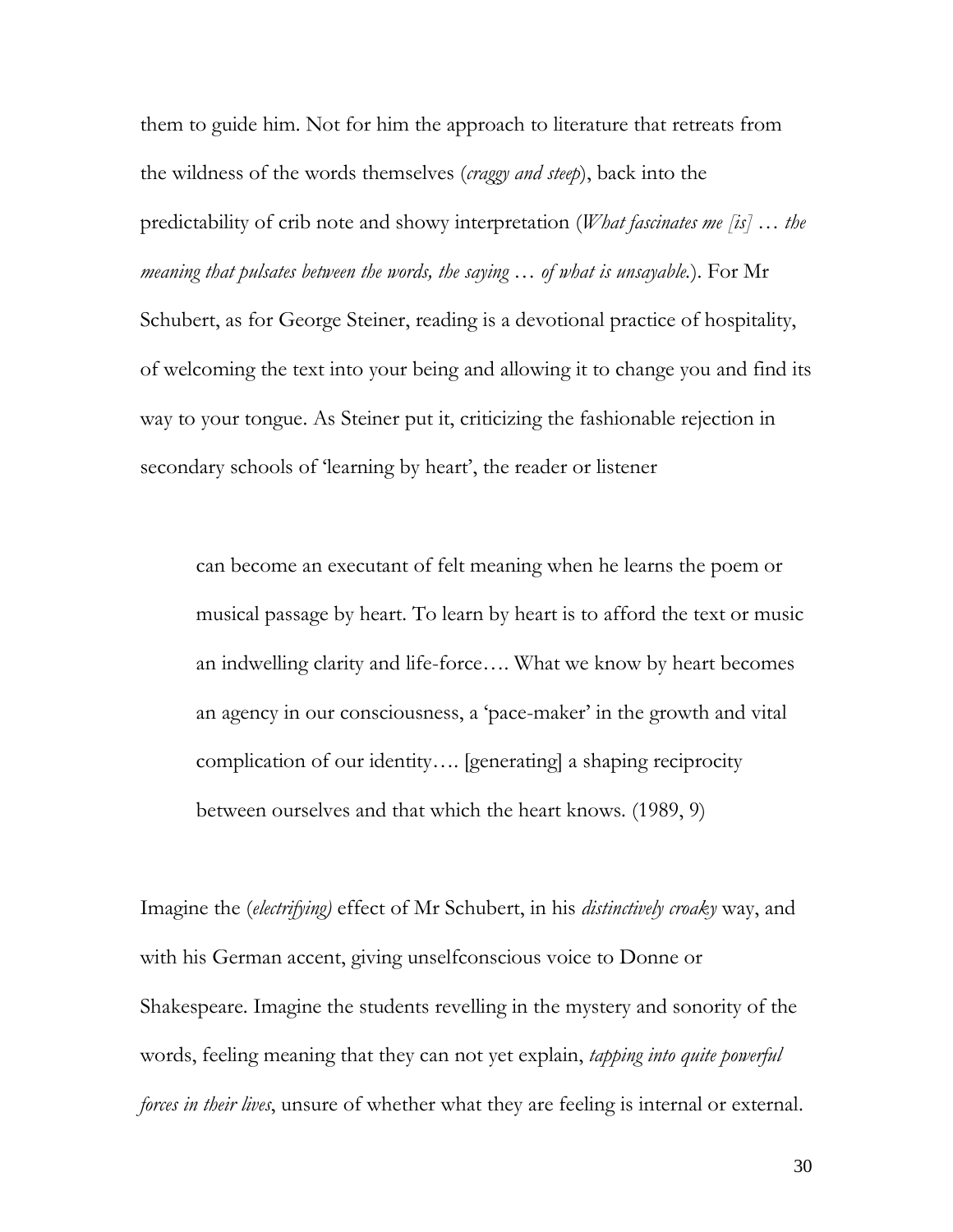them to guide him. Not for him the approach to literature that retreats from the wildness of the words themselves (*craggy and steep*), back into the predictability of crib note and showy interpretation (*What fascinates me [is] … the meaning that pulsates between the words, the saying … of what is unsayable.*). For Mr Schubert, as for George Steiner, reading is a devotional practice of hospitality, of welcoming the text into your being and allowing it to change you and find its way to your tongue. As Steiner put it, criticizing the fashionable rejection in secondary schools of 'learning by heart', the reader or listener

> can become an executant of felt meaning when he learns the poem or musical passage by heart. To learn by heart is to afford the text or music an indwelling clarity and life-force…. What we know by heart becomes an agency in our consciousness, a 'pace-maker' in the growth and vital complication of our identity…. [generating] a shaping reciprocity between ourselves and that which the heart knows. (1989, 9)

Imagine the (*electrifying)* effect of Mr Schubert, in his *distinctively croaky* way, and with his German accent, giving unselfconscious voice to Donne or Shakespeare. Imagine the students revelling in the mystery and sonority of the words, feeling meaning that they can not yet explain, *tapping into quite powerful forces in their lives*, unsure of whether what they are feeling is internal or external.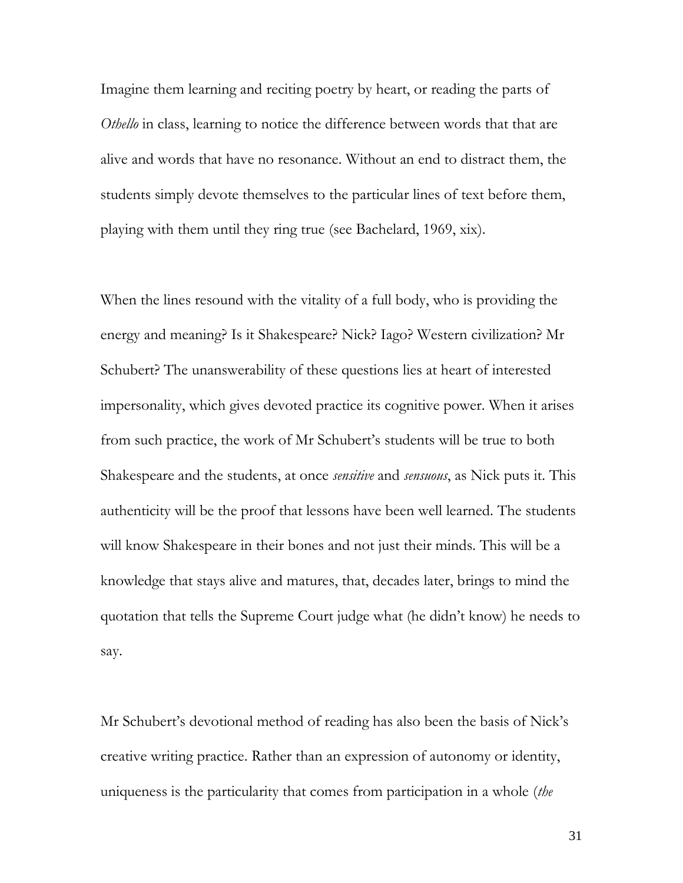Imagine them learning and reciting poetry by heart, or reading the parts of *Othello* in class, learning to notice the difference between words that that are alive and words that have no resonance. Without an end to distract them, the students simply devote themselves to the particular lines of text before them, playing with them until they ring true (see Bachelard, 1969, xix).

When the lines resound with the vitality of a full body, who is providing the energy and meaning? Is it Shakespeare? Nick? Iago? Western civilization? Mr Schubert? The unanswerability of these questions lies at heart of interested impersonality, which gives devoted practice its cognitive power. When it arises from such practice, the work of Mr Schubert's students will be true to both Shakespeare and the students, at once *sensitive* and *sensuous*, as Nick puts it. This authenticity will be the proof that lessons have been well learned. The students will know Shakespeare in their bones and not just their minds. This will be a knowledge that stays alive and matures, that, decades later, brings to mind the quotation that tells the Supreme Court judge what (he didn't know) he needs to say.

Mr Schubert's devotional method of reading has also been the basis of Nick's creative writing practice. Rather than an expression of autonomy or identity, uniqueness is the particularity that comes from participation in a whole (*the*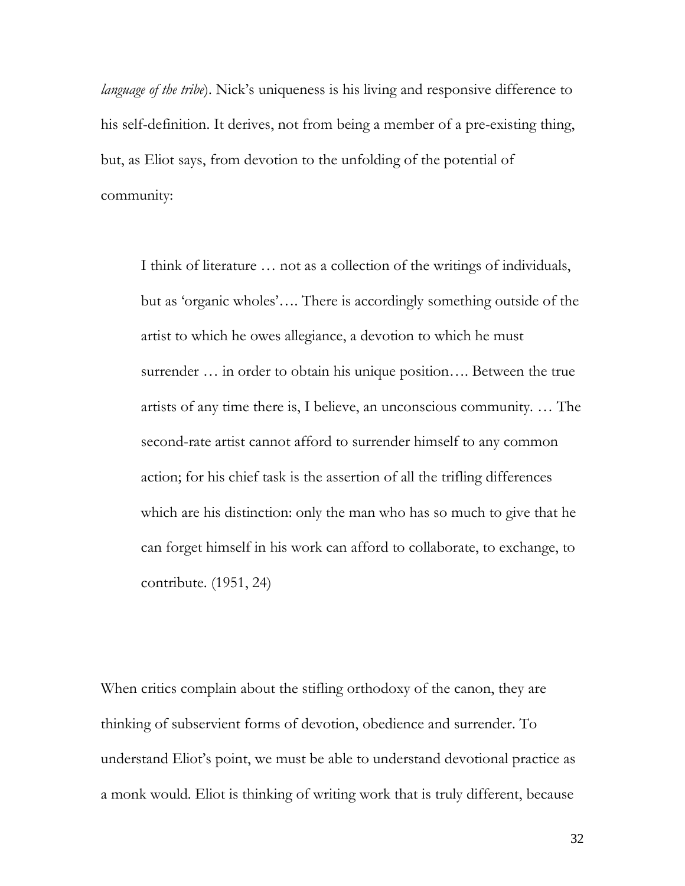*language of the tribe*). Nick's uniqueness is his living and responsive difference to his self-definition. It derives, not from being a member of a pre-existing thing, but, as Eliot says, from devotion to the unfolding of the potential of community:

> I think of literature … not as a collection of the writings of individuals, but as 'organic wholes'…. There is accordingly something outside of the artist to which he owes allegiance, a devotion to which he must surrender … in order to obtain his unique position…. Between the true artists of any time there is, I believe, an unconscious community. … The second-rate artist cannot afford to surrender himself to any common action; for his chief task is the assertion of all the trifling differences which are his distinction: only the man who has so much to give that he can forget himself in his work can afford to collaborate, to exchange, to contribute. (1951, 24)

When critics complain about the stifling orthodoxy of the canon, they are thinking of subservient forms of devotion, obedience and surrender. To understand Eliot's point, we must be able to understand devotional practice as a monk would. Eliot is thinking of writing work that is truly different, because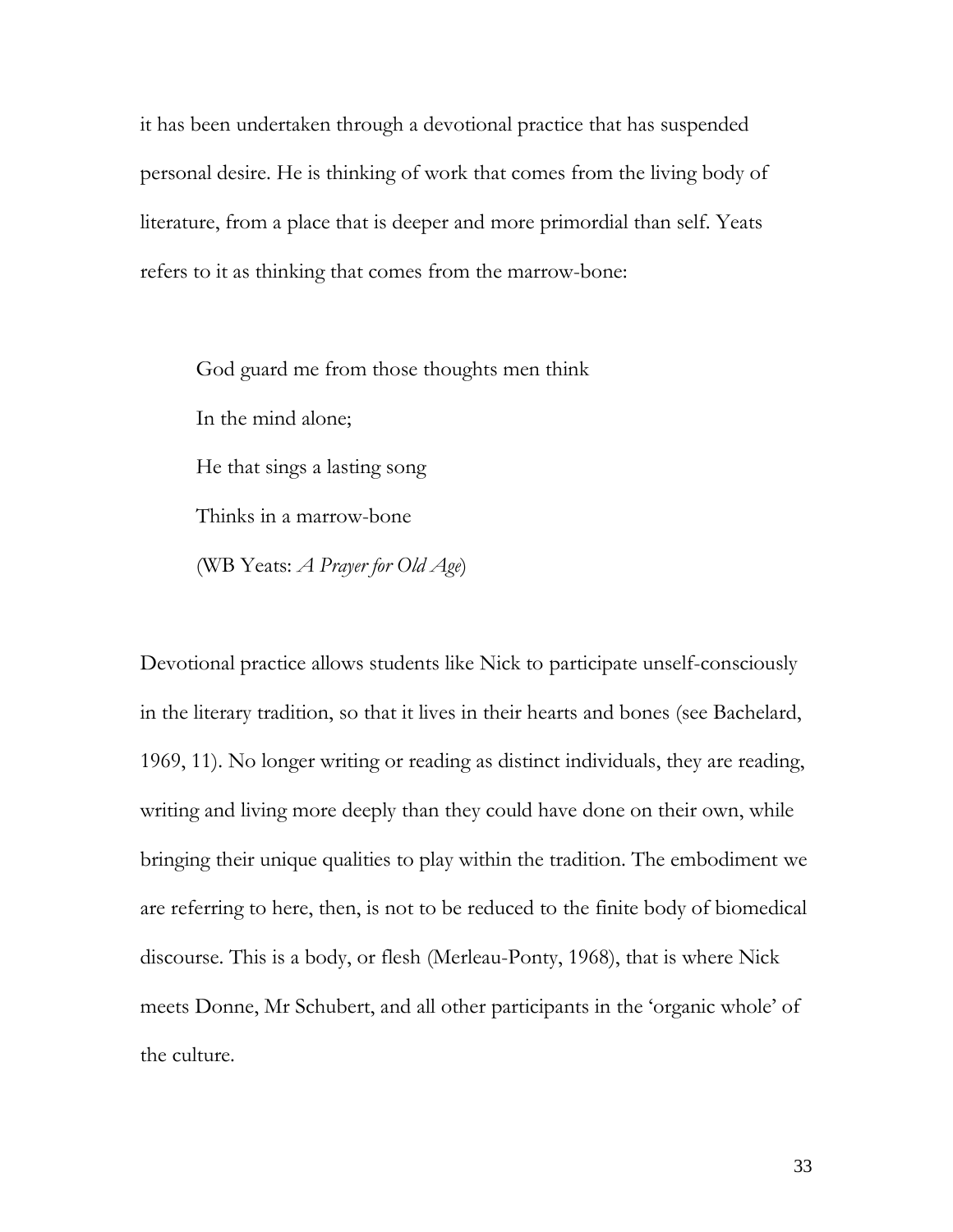it has been undertaken through a devotional practice that has suspended personal desire. He is thinking of work that comes from the living body of literature, from a place that is deeper and more primordial than self. Yeats refers to it as thinking that comes from the marrow-bone:

> God guard me from those thoughts men think
>
> In the mind alone;
>
> He that sings a lasting song
>
> Thinks in a marrow-bone
>
> (WB Yeats: *A Prayer for Old Age*)

Devotional practice allows students like Nick to participate unself-consciously in the literary tradition, so that it lives in their hearts and bones (see Bachelard, 1969, 11). No longer writing or reading as distinct individuals, they are reading, writing and living more deeply than they could have done on their own, while bringing their unique qualities to play within the tradition. The embodiment we are referring to here, then, is not to be reduced to the finite body of biomedical discourse. This is a body, or flesh (Merleau-Ponty, 1968), that is where Nick meets Donne, Mr Schubert, and all other participants in the 'organic whole' of the culture.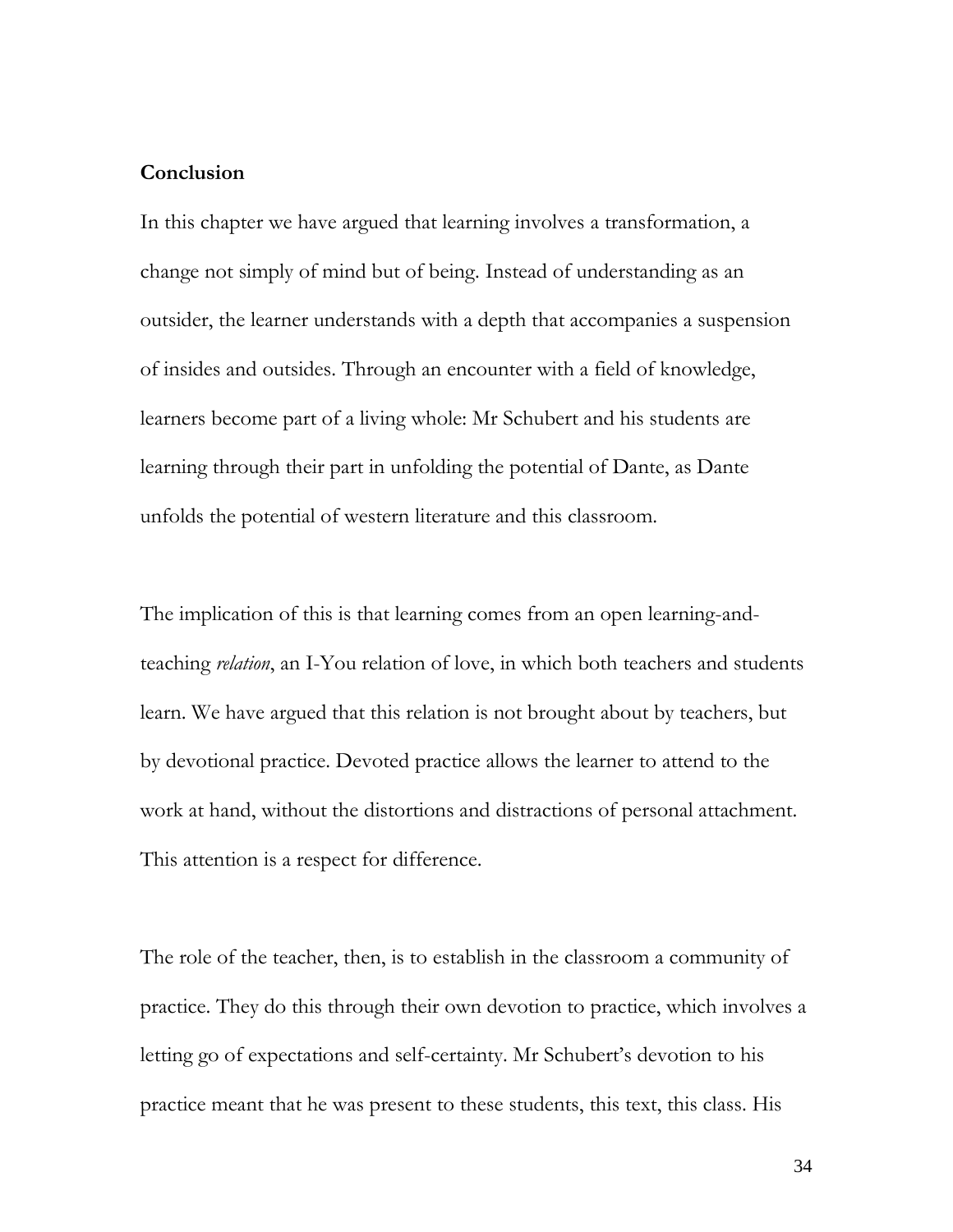**Conclusion**

In this chapter we have argued that learning involves a transformation, a change not simply of mind but of being. Instead of understanding as an outsider, the learner understands with a depth that accompanies a suspension of insides and outsides. Through an encounter with a field of knowledge, learners become part of a living whole: Mr Schubert and his students are learning through their part in unfolding the potential of Dante, as Dante unfolds the potential of western literature and this classroom.

The implication of this is that learning comes from an open learning-and-teaching *relation*, an I-You relation of love, in which both teachers and students learn. We have argued that this relation is not brought about by teachers, but by devotional practice. Devoted practice allows the learner to attend to the work at hand, without the distortions and distractions of personal attachment. This attention is a respect for difference.

The role of the teacher, then, is to establish in the classroom a community of practice. They do this through their own devotion to practice, which involves a letting go of expectations and self-certainty. Mr Schubert's devotion to his practice meant that he was present to these students, this text, this class. His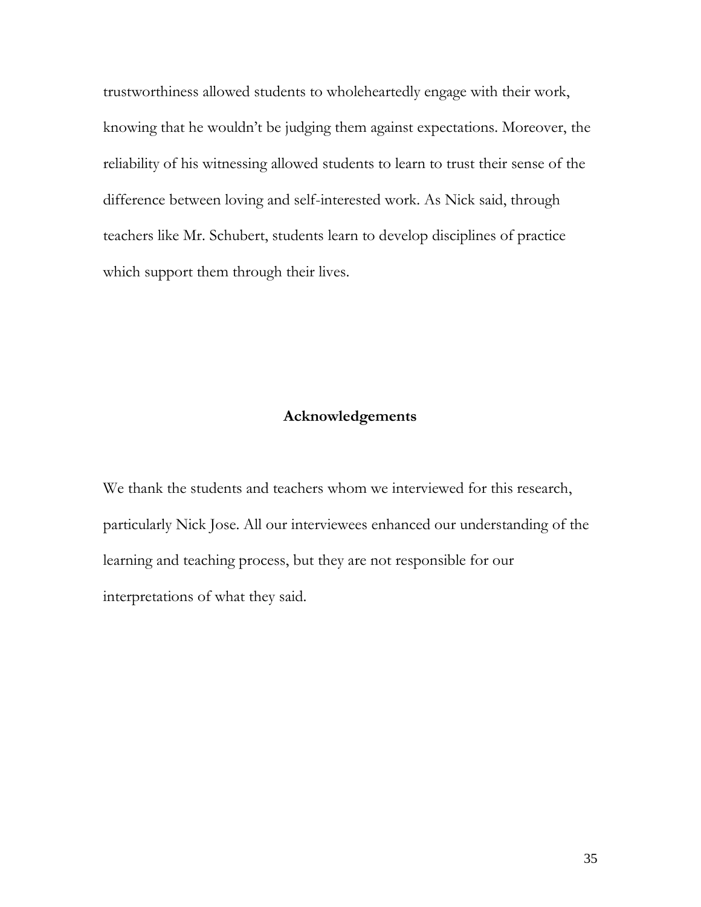trustworthiness allowed students to wholeheartedly engage with their work, knowing that he wouldn't be judging them against expectations. Moreover, the reliability of his witnessing allowed students to learn to trust their sense of the difference between loving and self-interested work. As Nick said, through teachers like Mr. Schubert, students learn to develop disciplines of practice which support them through their lives.

## Acknowledgements

We thank the students and teachers whom we interviewed for this research, particularly Nick Jose. All our interviewees enhanced our understanding of the learning and teaching process, but they are not responsible for our interpretations of what they said.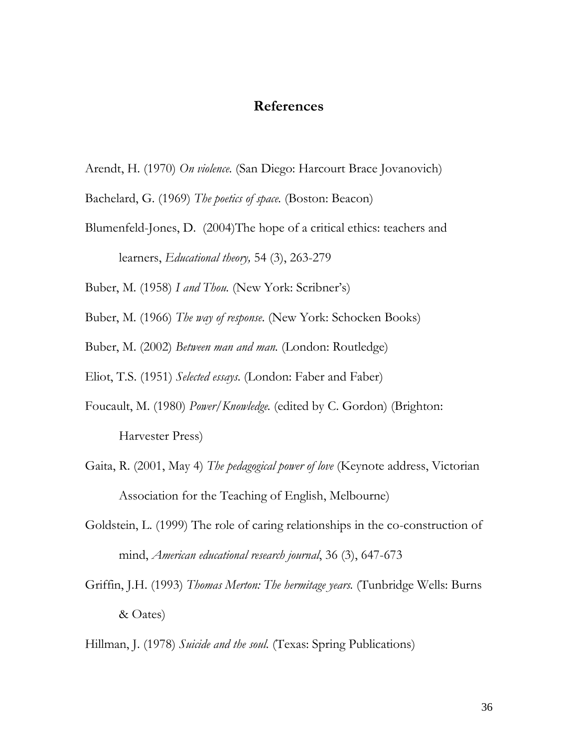## References

Arendt, H. (1970) *On violence.* (San Diego: Harcourt Brace Jovanovich)

Bachelard, G. (1969) *The poetics of space.* (Boston: Beacon)

Blumenfeld-Jones, D. (2004)The hope of a critical ethics: teachers and learners, *Educational theory,* 54 (3), 263-279

Buber, M. (1958) *I and Thou.* (New York: Scribner's)

Buber, M. (1966) *The way of response.* (New York: Schocken Books)

Buber, M. (2002) *Between man and man.* (London: Routledge)

Eliot, T.S. (1951) *Selected essays.* (London: Faber and Faber)

Foucault, M. (1980) *Power/Knowledge.* (edited by C. Gordon) (Brighton: Harvester Press)

Gaita, R. (2001, May 4) *The pedagogical power of love* (Keynote address, Victorian Association for the Teaching of English, Melbourne)

Goldstein, L. (1999) The role of caring relationships in the co-construction of mind, *American educational research journal*, 36 (3), 647-673

Griffin, J.H. (1993) *Thomas Merton: The hermitage years.* (Tunbridge Wells: Burns & Oates)

Hillman, J. (1978) *Suicide and the soul.* (Texas: Spring Publications)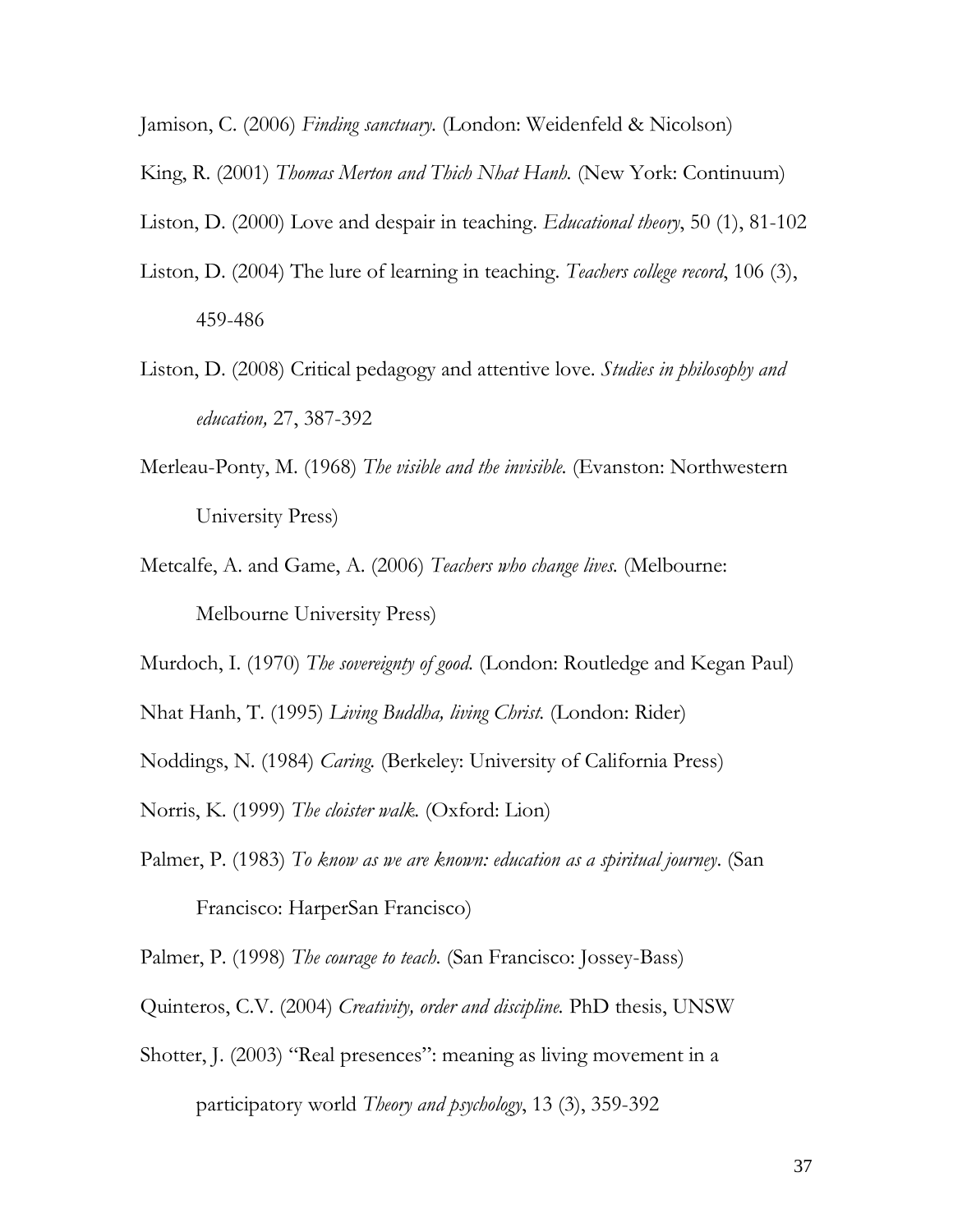Jamison, C. (2006) *Finding sanctuary.* (London: Weidenfeld & Nicolson)

King, R. (2001) *Thomas Merton and Thich Nhat Hanh.* (New York: Continuum)

Liston, D. (2000) Love and despair in teaching. *Educational theory*, 50 (1), 81-102

Liston, D. (2004) The lure of learning in teaching. *Teachers college record*, 106 (3), 459-486

Liston, D. (2008) Critical pedagogy and attentive love. *Studies in philosophy and education,* 27, 387-392

Merleau-Ponty, M. (1968) *The visible and the invisible.* (Evanston: Northwestern University Press)

Metcalfe, A. and Game, A. (2006) *Teachers who change lives.* (Melbourne: Melbourne University Press)

Murdoch, I. (1970) *The sovereignty of good.* (London: Routledge and Kegan Paul)

Nhat Hanh, T. (1995) *Living Buddha, living Christ.* (London: Rider)

Noddings, N. (1984) *Caring.* (Berkeley: University of California Press)

Norris, K. (1999) *The cloister walk.* (Oxford: Lion)

Palmer, P. (1983) *To know as we are known: education as a spiritual journey*. (San Francisco: HarperSan Francisco)

Palmer, P. (1998) *The courage to teach.* (San Francisco: Jossey-Bass)

Quinteros, C.V. (2004) *Creativity, order and discipline.* PhD thesis, UNSW

Shotter, J. (2003) "Real presences": meaning as living movement in a participatory world *Theory and psychology*, 13 (3), 359-392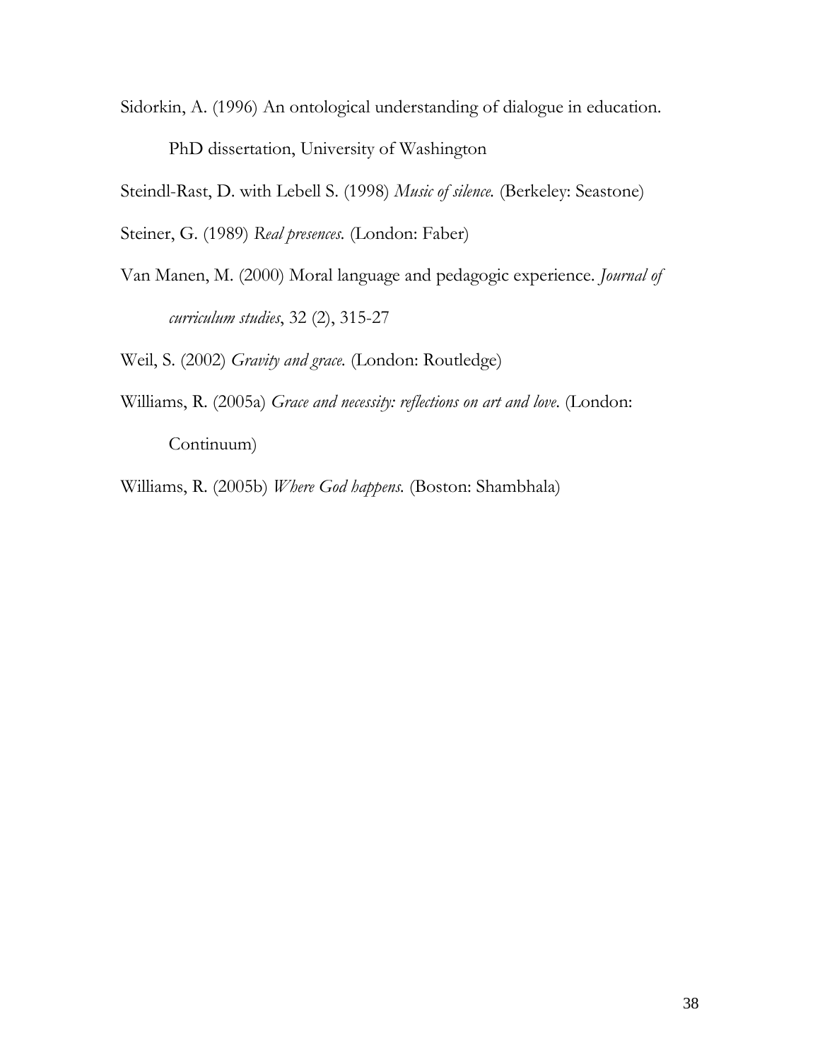Sidorkin, A. (1996) An ontological understanding of dialogue in education. PhD dissertation, University of Washington

Steindl-Rast, D. with Lebell S. (1998) *Music of silence.* (Berkeley: Seastone)

Steiner, G. (1989) *Real presences.* (London: Faber)

Van Manen, M. (2000) Moral language and pedagogic experience. *Journal of curriculum studies*, 32 (2), 315-27

Weil, S. (2002) *Gravity and grace.* (London: Routledge)

Williams, R. (2005a) *Grace and necessity: reflections on art and love.* (London: Continuum)

Williams, R. (2005b) *Where God happens.* (Boston: Shambhala)